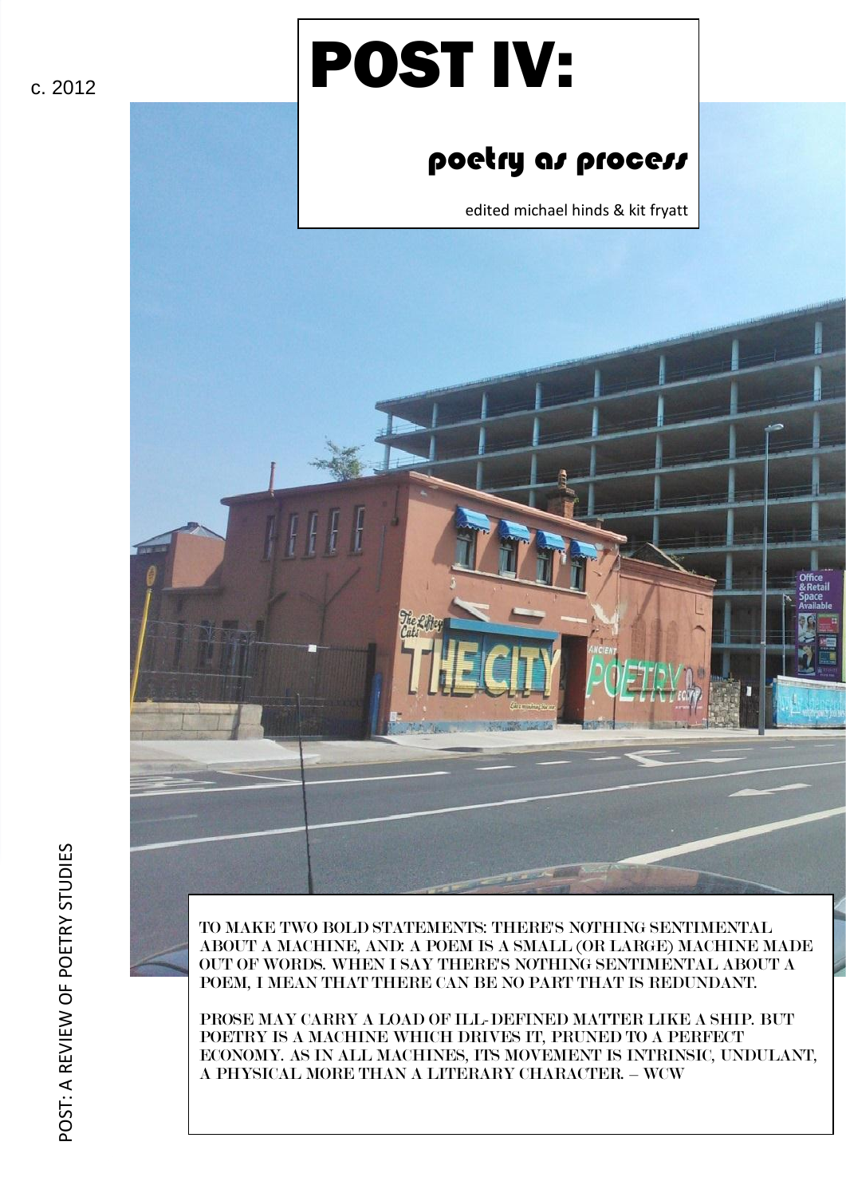c. 2012

# POST IV:

## poetry as process

edited michael hinds & kit fryatt

TO MAKE TWO BOLD STATEMENTS: THERE'S NOTHING SENTIMENTAL ABOUT A MACHINE, AND: A POEM IS A SMALL (OR LARGE) MACHINE MADE OUT OF WORDS. WHEN I SAY THERE'S NOTHING SENTIMENTAL ABOUT A POEM, I MEAN THAT THERE CAN BE NO PART THAT IS REDUNDANT.

PROSE MAY CARRY A LOAD OF ILL-DEFINED MATTER LIKE A SHIP. BUT POETRY IS A MACHINE WHICH DRIVES IT, PRUNED TO A PERFECT ECONOMY. AS IN ALL MACHINES, ITS MOVEMENT IS INTRINSIC, UNDULANT, A PHYSICAL MORE THAN A LITERARY CHARACTER. – WCW

POST: A REVIEW OF POETRY STUDIES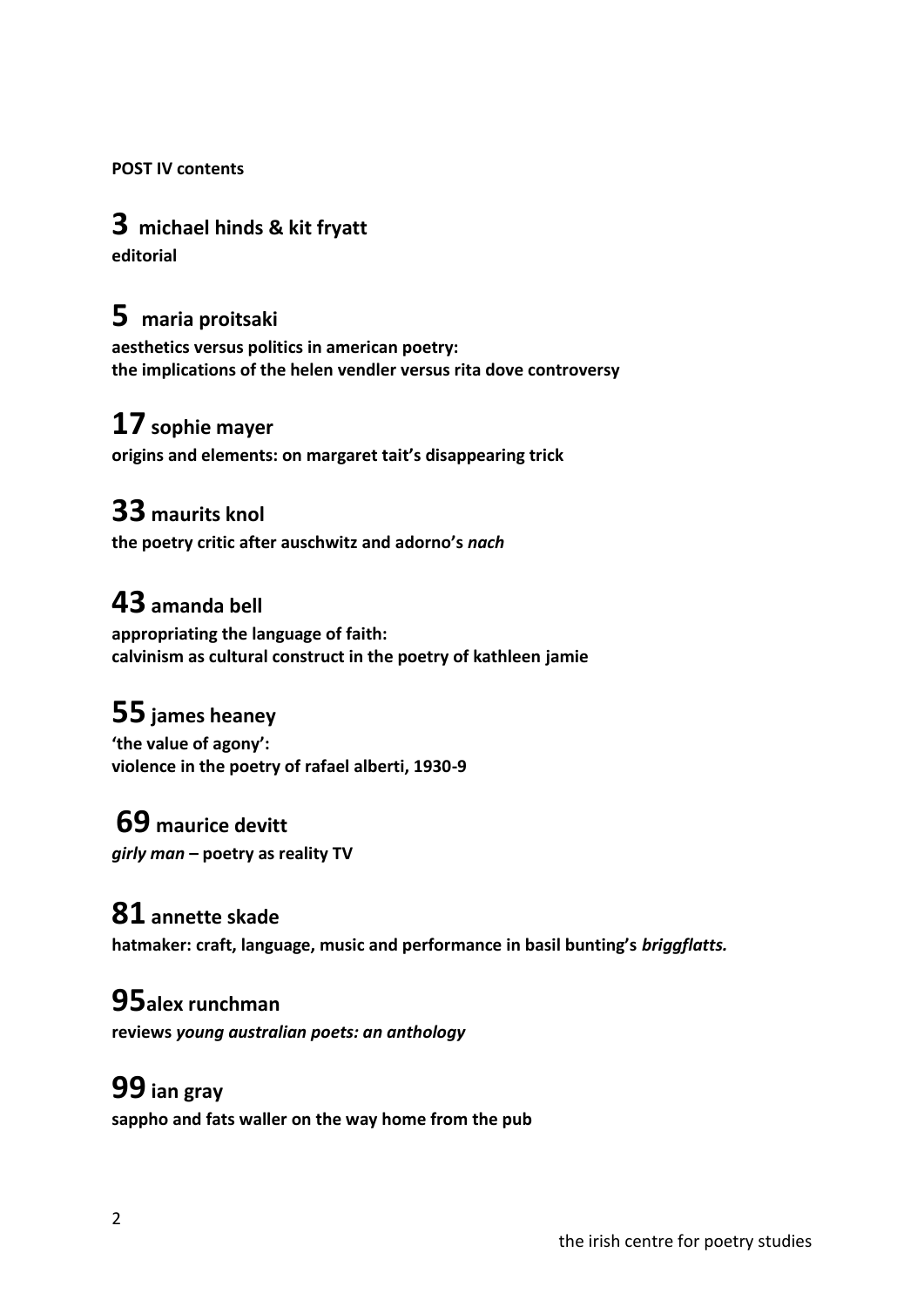**POST IV contents**

## 3 michael hinds & kit fryatt
**editorial**

## 5 maria proitsaki
**aesthetics versus politics in american poetry:**
**the implications of the helen vendler versus rita dove controversy**

## 17 sophie mayer
**origins and elements: on margaret tait's disappearing trick**

## 33 maurits knol
**the poetry critic after auschwitz and adorno's *nach***

## 43 amanda bell
**appropriating the language of faith:**
**calvinism as cultural construct in the poetry of kathleen jamie**

## 55 james heaney
**'the value of agony':**
**violence in the poetry of rafael alberti, 1930-9**

## 69 maurice devitt
***girly man* – poetry as reality TV**

## 81 annette skade
**hatmaker: craft, language, music and performance in basil bunting's *briggflatts.***

## 95 alex runchman
**reviews *young australian poets: an anthology***

## 99 ian gray
**sappho and fats waller on the way home from the pub**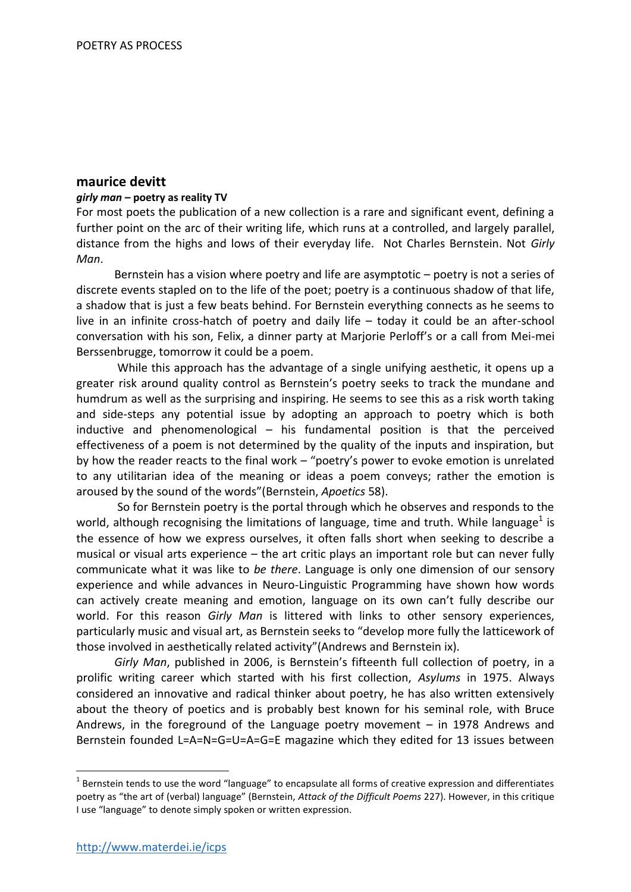## maurice devitt

### *girly man* – poetry as reality TV

For most poets the publication of a new collection is a rare and significant event, defining a further point on the arc of their writing life, which runs at a controlled, and largely parallel, distance from the highs and lows of their everyday life. Not Charles Bernstein. Not *Girly Man*.

Bernstein has a vision where poetry and life are asymptotic – poetry is not a series of discrete events stapled on to the life of the poet; poetry is a continuous shadow of that life, a shadow that is just a few beats behind. For Bernstein everything connects as he seems to live in an infinite cross-hatch of poetry and daily life – today it could be an after-school conversation with his son, Felix, a dinner party at Marjorie Perloff's or a call from Mei-mei Berssenbrugge, tomorrow it could be a poem.

While this approach has the advantage of a single unifying aesthetic, it opens up a greater risk around quality control as Bernstein's poetry seeks to track the mundane and humdrum as well as the surprising and inspiring. He seems to see this as a risk worth taking and side-steps any potential issue by adopting an approach to poetry which is both inductive and phenomenological – his fundamental position is that the perceived effectiveness of a poem is not determined by the quality of the inputs and inspiration, but by how the reader reacts to the final work – "poetry's power to evoke emotion is unrelated to any utilitarian idea of the meaning or ideas a poem conveys; rather the emotion is aroused by the sound of the words"(Bernstein, *Apoetics* 58).

So for Bernstein poetry is the portal through which he observes and responds to the world, although recognising the limitations of language, time and truth. While language[1] is the essence of how we express ourselves, it often falls short when seeking to describe a musical or visual arts experience – the art critic plays an important role but can never fully communicate what it was like to *be there*. Language is only one dimension of our sensory experience and while advances in Neuro-Linguistic Programming have shown how words can actively create meaning and emotion, language on its own can't fully describe our world. For this reason *Girly Man* is littered with links to other sensory experiences, particularly music and visual art, as Bernstein seeks to "develop more fully the latticework of those involved in aesthetically related activity"(Andrews and Bernstein ix).

*Girly Man*, published in 2006, is Bernstein's fifteenth full collection of poetry, in a prolific writing career which started with his first collection, *Asylums* in 1975. Always considered an innovative and radical thinker about poetry, he has also written extensively about the theory of poetics and is probably best known for his seminal role, with Bruce Andrews, in the foreground of the Language poetry movement – in 1978 Andrews and Bernstein founded L=A=N=G=U=A=G=E magazine which they edited for 13 issues between

---

[1] Bernstein tends to use the word "language" to encapsulate all forms of creative expression and differentiates poetry as "the art of (verbal) language" (Bernstein, *Attack of the Difficult Poems* 227). However, in this critique I use "language" to denote simply spoken or written expression.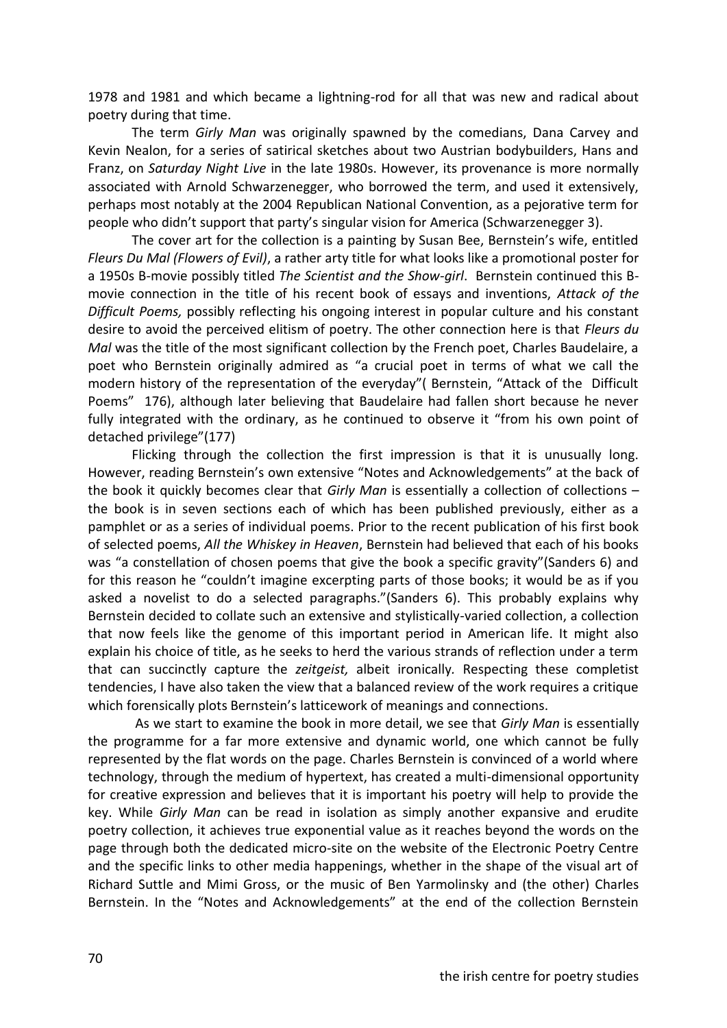1978 and 1981 and which became a lightning-rod for all that was new and radical about poetry during that time.

The term *Girly Man* was originally spawned by the comedians, Dana Carvey and Kevin Nealon, for a series of satirical sketches about two Austrian bodybuilders, Hans and Franz, on *Saturday Night Live* in the late 1980s. However, its provenance is more normally associated with Arnold Schwarzenegger, who borrowed the term, and used it extensively, perhaps most notably at the 2004 Republican National Convention, as a pejorative term for people who didn't support that party's singular vision for America (Schwarzenegger 3).

The cover art for the collection is a painting by Susan Bee, Bernstein's wife, entitled *Fleurs Du Mal (Flowers of Evil)*, a rather arty title for what looks like a promotional poster for a 1950s B-movie possibly titled *The Scientist and the Show-girl*. Bernstein continued this B-movie connection in the title of his recent book of essays and inventions, *Attack of the Difficult Poems,* possibly reflecting his ongoing interest in popular culture and his constant desire to avoid the perceived elitism of poetry. The other connection here is that *Fleurs du Mal* was the title of the most significant collection by the French poet, Charles Baudelaire, a poet who Bernstein originally admired as "a crucial poet in terms of what we call the modern history of the representation of the everyday"( Bernstein, "Attack of the Difficult Poems" 176), although later believing that Baudelaire had fallen short because he never fully integrated with the ordinary, as he continued to observe it "from his own point of detached privilege"(177)

Flicking through the collection the first impression is that it is unusually long. However, reading Bernstein's own extensive "Notes and Acknowledgements" at the back of the book it quickly becomes clear that *Girly Man* is essentially a collection of collections – the book is in seven sections each of which has been published previously, either as a pamphlet or as a series of individual poems. Prior to the recent publication of his first book of selected poems, *All the Whiskey in Heaven*, Bernstein had believed that each of his books was "a constellation of chosen poems that give the book a specific gravity"(Sanders 6) and for this reason he "couldn't imagine excerpting parts of those books; it would be as if you asked a novelist to do a selected paragraphs."(Sanders 6). This probably explains why Bernstein decided to collate such an extensive and stylistically-varied collection, a collection that now feels like the genome of this important period in American life. It might also explain his choice of title, as he seeks to herd the various strands of reflection under a term that can succinctly capture the *zeitgeist,* albeit ironically*.* Respecting these completist tendencies, I have also taken the view that a balanced review of the work requires a critique which forensically plots Bernstein's latticework of meanings and connections.

As we start to examine the book in more detail, we see that *Girly Man* is essentially the programme for a far more extensive and dynamic world, one which cannot be fully represented by the flat words on the page. Charles Bernstein is convinced of a world where technology, through the medium of hypertext, has created a multi-dimensional opportunity for creative expression and believes that it is important his poetry will help to provide the key. While *Girly Man* can be read in isolation as simply another expansive and erudite poetry collection, it achieves true exponential value as it reaches beyond the words on the page through both the dedicated micro-site on the website of the Electronic Poetry Centre and the specific links to other media happenings, whether in the shape of the visual art of Richard Suttle and Mimi Gross, or the music of Ben Yarmolinsky and (the other) Charles Bernstein. In the "Notes and Acknowledgements" at the end of the collection Bernstein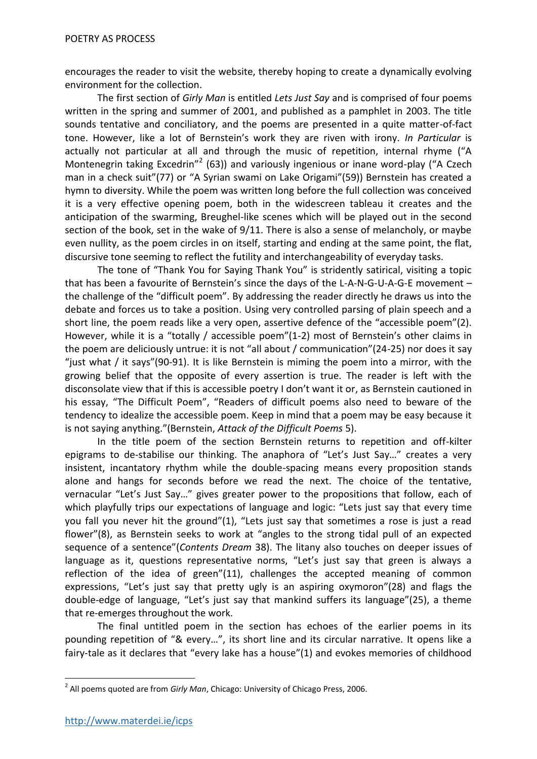encourages the reader to visit the website, thereby hoping to create a dynamically evolving environment for the collection.

The first section of *Girly Man* is entitled *Lets Just Say* and is comprised of four poems written in the spring and summer of 2001, and published as a pamphlet in 2003. The title sounds tentative and conciliatory, and the poems are presented in a quite matter-of-fact tone. However, like a lot of Bernstein's work they are riven with irony. *In Particular* is actually not particular at all and through the music of repetition, internal rhyme ("A Montenegrin taking Excedrin"[2] (63)) and variously ingenious or inane word-play ("A Czech man in a check suit"(77) or "A Syrian swami on Lake Origami"(59)) Bernstein has created a hymn to diversity. While the poem was written long before the full collection was conceived it is a very effective opening poem, both in the widescreen tableau it creates and the anticipation of the swarming, Breughel-like scenes which will be played out in the second section of the book, set in the wake of 9/11. There is also a sense of melancholy, or maybe even nullity, as the poem circles in on itself, starting and ending at the same point, the flat, discursive tone seeming to reflect the futility and interchangeability of everyday tasks.

The tone of "Thank You for Saying Thank You" is stridently satirical, visiting a topic that has been a favourite of Bernstein's since the days of the L-A-N-G-U-A-G-E movement – the challenge of the "difficult poem". By addressing the reader directly he draws us into the debate and forces us to take a position. Using very controlled parsing of plain speech and a short line, the poem reads like a very open, assertive defence of the "accessible poem"(2). However, while it is a "totally / accessible poem"(1-2) most of Bernstein's other claims in the poem are deliciously untrue: it is not "all about / communication"(24-25) nor does it say "just what / it says"(90-91). It is like Bernstein is miming the poem into a mirror, with the growing belief that the opposite of every assertion is true. The reader is left with the disconsolate view that if this is accessible poetry I don't want it or, as Bernstein cautioned in his essay, "The Difficult Poem", "Readers of difficult poems also need to beware of the tendency to idealize the accessible poem. Keep in mind that a poem may be easy because it is not saying anything."(Bernstein, *Attack of the Difficult Poems* 5).

In the title poem of the section Bernstein returns to repetition and off-kilter epigrams to de-stabilise our thinking. The anaphora of "Let's Just Say…" creates a very insistent, incantatory rhythm while the double-spacing means every proposition stands alone and hangs for seconds before we read the next. The choice of the tentative, vernacular "Let's Just Say…" gives greater power to the propositions that follow, each of which playfully trips our expectations of language and logic: "Lets just say that every time you fall you never hit the ground"(1), "Lets just say that sometimes a rose is just a read flower"(8), as Bernstein seeks to work at "angles to the strong tidal pull of an expected sequence of a sentence"(*Contents Dream* 38). The litany also touches on deeper issues of language as it, questions representative norms, "Let's just say that green is always a reflection of the idea of green"(11), challenges the accepted meaning of common expressions, "Let's just say that pretty ugly is an aspiring oxymoron"(28) and flags the double-edge of language, "Let's just say that mankind suffers its language"(25), a theme that re-emerges throughout the work.

The final untitled poem in the section has echoes of the earlier poems in its pounding repetition of "& every…", its short line and its circular narrative. It opens like a fairy-tale as it declares that "every lake has a house"(1) and evokes memories of childhood

---

[2] All poems quoted are from *Girly Man*, Chicago: University of Chicago Press, 2006.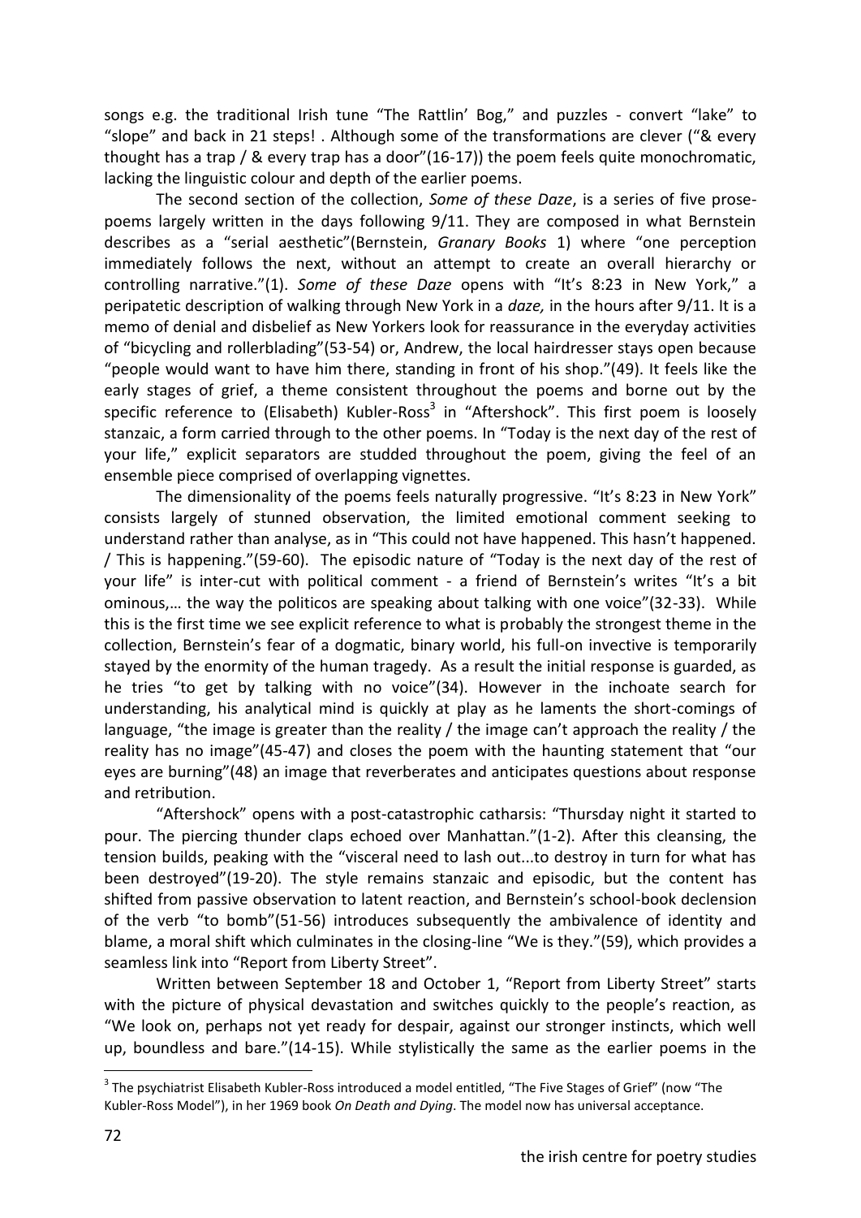songs e.g. the traditional Irish tune "The Rattlin' Bog," and puzzles - convert "lake" to "slope" and back in 21 steps! . Although some of the transformations are clever ("& every thought has a trap / & every trap has a door"(16-17)) the poem feels quite monochromatic, lacking the linguistic colour and depth of the earlier poems.

The second section of the collection, *Some of these Daze*, is a series of five prose-poems largely written in the days following 9/11. They are composed in what Bernstein describes as a "serial aesthetic"(Bernstein, *Granary Books* 1) where "one perception immediately follows the next, without an attempt to create an overall hierarchy or controlling narrative."(1). *Some of these Daze* opens with "It's 8:23 in New York," a peripatetic description of walking through New York in a *daze,* in the hours after 9/11. It is a memo of denial and disbelief as New Yorkers look for reassurance in the everyday activities of "bicycling and rollerblading"(53-54) or, Andrew, the local hairdresser stays open because "people would want to have him there, standing in front of his shop."(49). It feels like the early stages of grief, a theme consistent throughout the poems and borne out by the specific reference to (Elisabeth) Kubler-Ross[3] in "Aftershock". This first poem is loosely stanzaic, a form carried through to the other poems. In "Today is the next day of the rest of your life," explicit separators are studded throughout the poem, giving the feel of an ensemble piece comprised of overlapping vignettes.

The dimensionality of the poems feels naturally progressive. "It's 8:23 in New York" consists largely of stunned observation, the limited emotional comment seeking to understand rather than analyse, as in "This could not have happened. This hasn't happened. / This is happening."(59-60). The episodic nature of "Today is the next day of the rest of your life" is inter-cut with political comment - a friend of Bernstein's writes "It's a bit ominous,… the way the politicos are speaking about talking with one voice"(32-33). While this is the first time we see explicit reference to what is probably the strongest theme in the collection, Bernstein's fear of a dogmatic, binary world, his full-on invective is temporarily stayed by the enormity of the human tragedy. As a result the initial response is guarded, as he tries "to get by talking with no voice"(34). However in the inchoate search for understanding, his analytical mind is quickly at play as he laments the short-comings of language, "the image is greater than the reality / the image can't approach the reality / the reality has no image"(45-47) and closes the poem with the haunting statement that "our eyes are burning"(48) an image that reverberates and anticipates questions about response and retribution.

"Aftershock" opens with a post-catastrophic catharsis: "Thursday night it started to pour. The piercing thunder claps echoed over Manhattan."(1-2). After this cleansing, the tension builds, peaking with the "visceral need to lash out...to destroy in turn for what has been destroyed"(19-20). The style remains stanzaic and episodic, but the content has shifted from passive observation to latent reaction, and Bernstein's school-book declension of the verb "to bomb"(51-56) introduces subsequently the ambivalence of identity and blame, a moral shift which culminates in the closing-line "We is they."(59), which provides a seamless link into "Report from Liberty Street".

Written between September 18 and October 1, "Report from Liberty Street" starts with the picture of physical devastation and switches quickly to the people's reaction, as "We look on, perhaps not yet ready for despair, against our stronger instincts, which well up, boundless and bare."(14-15). While stylistically the same as the earlier poems in the

---

[3] The psychiatrist Elisabeth Kubler-Ross introduced a model entitled, "The Five Stages of Grief" (now "The Kubler-Ross Model"), in her 1969 book *On Death and Dying*. The model now has universal acceptance.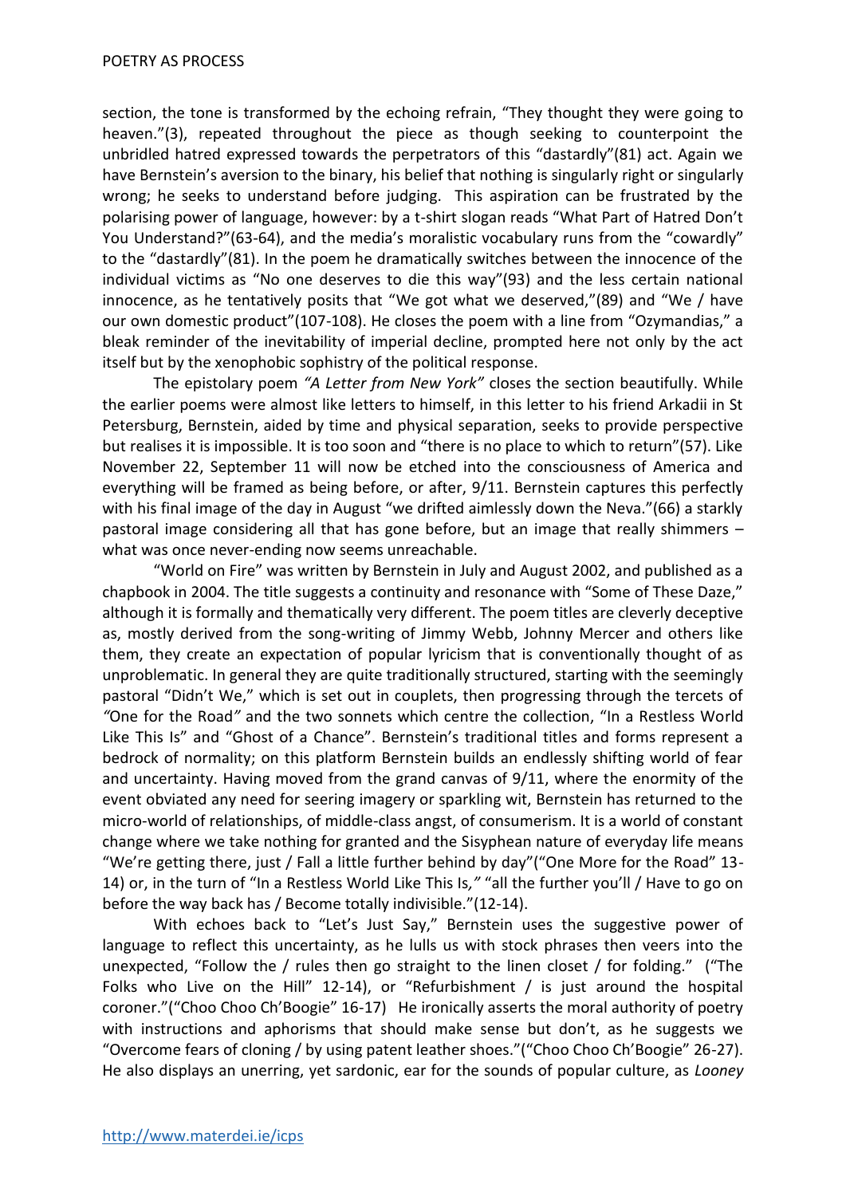section, the tone is transformed by the echoing refrain, "They thought they were going to heaven."(3), repeated throughout the piece as though seeking to counterpoint the unbridled hatred expressed towards the perpetrators of this "dastardly"(81) act. Again we have Bernstein's aversion to the binary, his belief that nothing is singularly right or singularly wrong; he seeks to understand before judging. This aspiration can be frustrated by the polarising power of language, however: by a t-shirt slogan reads "What Part of Hatred Don't You Understand?"(63-64), and the media's moralistic vocabulary runs from the "cowardly" to the "dastardly"(81). In the poem he dramatically switches between the innocence of the individual victims as "No one deserves to die this way"(93) and the less certain national innocence, as he tentatively posits that "We got what we deserved,"(89) and "We / have our own domestic product"(107-108). He closes the poem with a line from "Ozymandias," a bleak reminder of the inevitability of imperial decline, prompted here not only by the act itself but by the xenophobic sophistry of the political response.

The epistolary poem *"A Letter from New York"* closes the section beautifully. While the earlier poems were almost like letters to himself, in this letter to his friend Arkadii in St Petersburg, Bernstein, aided by time and physical separation, seeks to provide perspective but realises it is impossible. It is too soon and "there is no place to which to return"(57). Like November 22, September 11 will now be etched into the consciousness of America and everything will be framed as being before, or after, 9/11. Bernstein captures this perfectly with his final image of the day in August "we drifted aimlessly down the Neva."(66) a starkly pastoral image considering all that has gone before, but an image that really shimmers – what was once never-ending now seems unreachable.

"World on Fire" was written by Bernstein in July and August 2002, and published as a chapbook in 2004. The title suggests a continuity and resonance with "Some of These Daze," although it is formally and thematically very different. The poem titles are cleverly deceptive as, mostly derived from the song-writing of Jimmy Webb, Johnny Mercer and others like them, they create an expectation of popular lyricism that is conventionally thought of as unproblematic. In general they are quite traditionally structured, starting with the seemingly pastoral "Didn't We," which is set out in couplets, then progressing through the tercets of *"*One for the Road*"* and the two sonnets which centre the collection, "In a Restless World Like This Is" and "Ghost of a Chance". Bernstein's traditional titles and forms represent a bedrock of normality; on this platform Bernstein builds an endlessly shifting world of fear and uncertainty. Having moved from the grand canvas of 9/11, where the enormity of the event obviated any need for seering imagery or sparkling wit, Bernstein has returned to the micro-world of relationships, of middle-class angst, of consumerism. It is a world of constant change where we take nothing for granted and the Sisyphean nature of everyday life means "We're getting there, just / Fall a little further behind by day"("One More for the Road" 13-14) or, in the turn of "In a Restless World Like This Is*,"* "all the further you'll / Have to go on before the way back has / Become totally indivisible."(12-14).

With echoes back to "Let's Just Say," Bernstein uses the suggestive power of language to reflect this uncertainty, as he lulls us with stock phrases then veers into the unexpected, "Follow the / rules then go straight to the linen closet / for folding." ("The Folks who Live on the Hill" 12-14), or "Refurbishment / is just around the hospital coroner."("Choo Choo Ch'Boogie" 16-17) He ironically asserts the moral authority of poetry with instructions and aphorisms that should make sense but don't, as he suggests we "Overcome fears of cloning / by using patent leather shoes."("Choo Choo Ch'Boogie" 26-27). He also displays an unerring, yet sardonic, ear for the sounds of popular culture, as *Looney*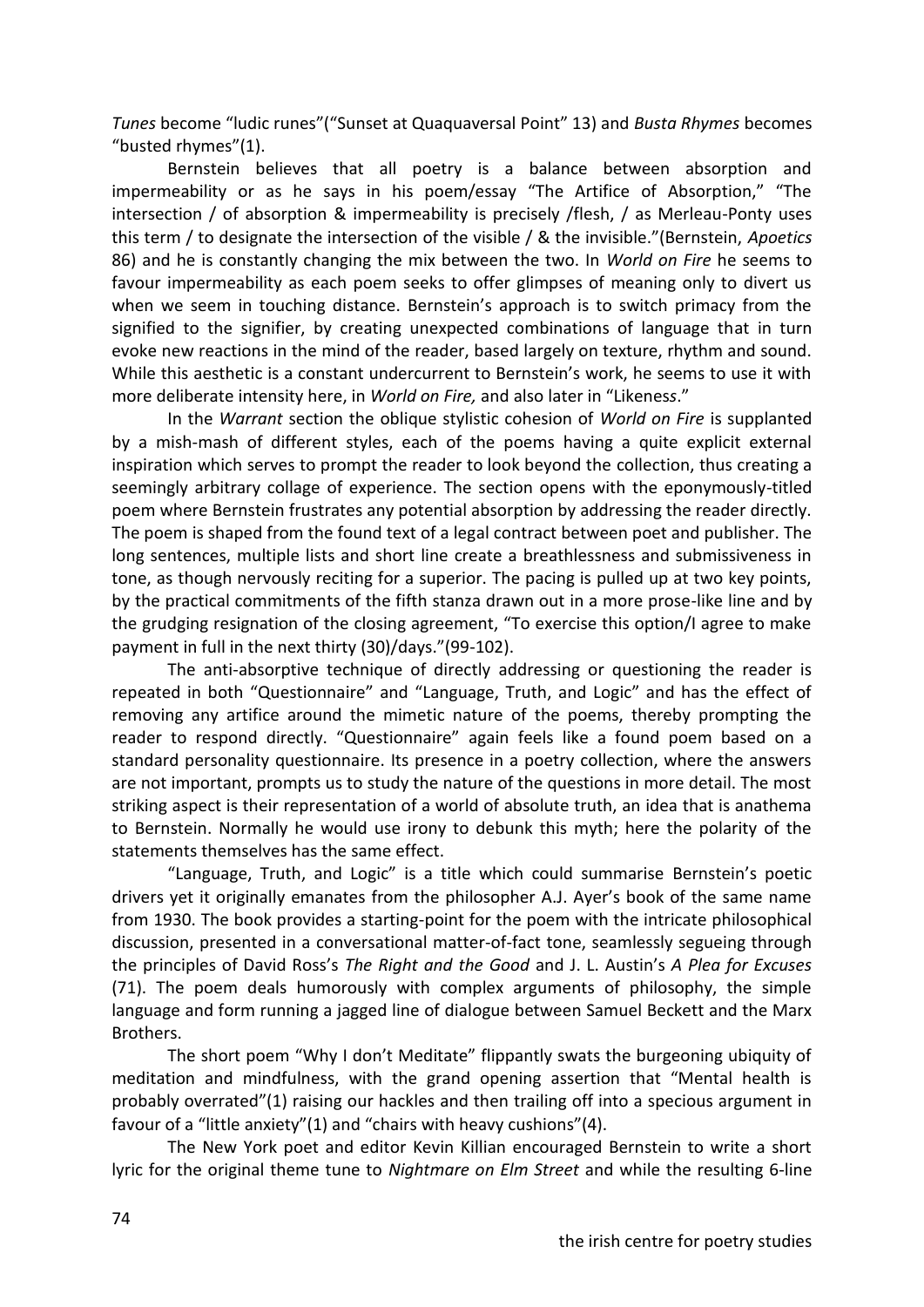*Tunes* become "ludic runes"("Sunset at Quaquaversal Point" 13) and *Busta Rhymes* becomes "busted rhymes"(1).

Bernstein believes that all poetry is a balance between absorption and impermeability or as he says in his poem/essay "The Artifice of Absorption," "The intersection / of absorption & impermeability is precisely /flesh, / as Merleau-Ponty uses this term / to designate the intersection of the visible / & the invisible."(Bernstein, *Apoetics* 86) and he is constantly changing the mix between the two. In *World on Fire* he seems to favour impermeability as each poem seeks to offer glimpses of meaning only to divert us when we seem in touching distance. Bernstein's approach is to switch primacy from the signified to the signifier, by creating unexpected combinations of language that in turn evoke new reactions in the mind of the reader, based largely on texture, rhythm and sound. While this aesthetic is a constant undercurrent to Bernstein's work, he seems to use it with more deliberate intensity here, in *World on Fire,* and also later in "Likeness."

In the *Warrant* section the oblique stylistic cohesion of *World on Fire* is supplanted by a mish-mash of different styles, each of the poems having a quite explicit external inspiration which serves to prompt the reader to look beyond the collection, thus creating a seemingly arbitrary collage of experience. The section opens with the eponymously-titled poem where Bernstein frustrates any potential absorption by addressing the reader directly. The poem is shaped from the found text of a legal contract between poet and publisher. The long sentences, multiple lists and short line create a breathlessness and submissiveness in tone, as though nervously reciting for a superior. The pacing is pulled up at two key points, by the practical commitments of the fifth stanza drawn out in a more prose-like line and by the grudging resignation of the closing agreement, "To exercise this option/I agree to make payment in full in the next thirty (30)/days."(99-102).

The anti-absorptive technique of directly addressing or questioning the reader is repeated in both "Questionnaire" and "Language, Truth, and Logic" and has the effect of removing any artifice around the mimetic nature of the poems, thereby prompting the reader to respond directly. "Questionnaire" again feels like a found poem based on a standard personality questionnaire. Its presence in a poetry collection, where the answers are not important, prompts us to study the nature of the questions in more detail. The most striking aspect is their representation of a world of absolute truth, an idea that is anathema to Bernstein. Normally he would use irony to debunk this myth; here the polarity of the statements themselves has the same effect.

"Language, Truth, and Logic" is a title which could summarise Bernstein's poetic drivers yet it originally emanates from the philosopher A.J. Ayer's book of the same name from 1930. The book provides a starting-point for the poem with the intricate philosophical discussion, presented in a conversational matter-of-fact tone, seamlessly segueing through the principles of David Ross's *The Right and the Good* and J. L. Austin's *A Plea for Excuses* (71). The poem deals humorously with complex arguments of philosophy, the simple language and form running a jagged line of dialogue between Samuel Beckett and the Marx Brothers.

The short poem "Why I don't Meditate" flippantly swats the burgeoning ubiquity of meditation and mindfulness, with the grand opening assertion that "Mental health is probably overrated"(1) raising our hackles and then trailing off into a specious argument in favour of a "little anxiety"(1) and "chairs with heavy cushions"(4).

The New York poet and editor Kevin Killian encouraged Bernstein to write a short lyric for the original theme tune to *Nightmare on Elm Street* and while the resulting 6-line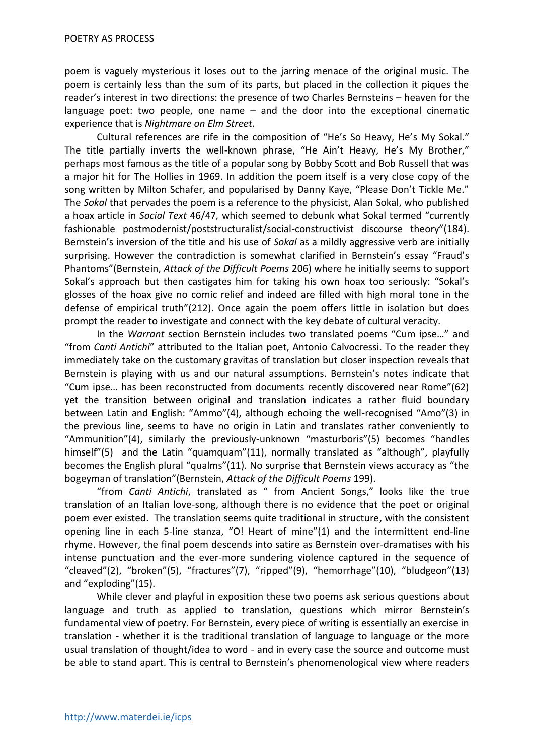poem is vaguely mysterious it loses out to the jarring menace of the original music. The poem is certainly less than the sum of its parts, but placed in the collection it piques the reader's interest in two directions: the presence of two Charles Bernsteins – heaven for the language poet: two people, one name – and the door into the exceptional cinematic experience that is *Nightmare on Elm Street.*

Cultural references are rife in the composition of "He's So Heavy, He's My Sokal." The title partially inverts the well-known phrase, "He Ain't Heavy, He's My Brother," perhaps most famous as the title of a popular song by Bobby Scott and Bob Russell that was a major hit for The Hollies in 1969. In addition the poem itself is a very close copy of the song written by Milton Schafer, and popularised by Danny Kaye, "Please Don't Tickle Me." The *Sokal* that pervades the poem is a reference to the physicist, Alan Sokal, who published a hoax article in *Social Text* 46/47*,* which seemed to debunk what Sokal termed "currently fashionable postmodernist/poststructuralist/social-constructivist discourse theory"(184). Bernstein's inversion of the title and his use of *Sokal* as a mildly aggressive verb are initially surprising. However the contradiction is somewhat clarified in Bernstein's essay "Fraud's Phantoms"(Bernstein, *Attack of the Difficult Poems* 206) where he initially seems to support Sokal's approach but then castigates him for taking his own hoax too seriously: "Sokal's glosses of the hoax give no comic relief and indeed are filled with high moral tone in the defense of empirical truth"(212). Once again the poem offers little in isolation but does prompt the reader to investigate and connect with the key debate of cultural veracity.

In the *Warrant* section Bernstein includes two translated poems "Cum ipse…" and "from *Canti Antichi*" attributed to the Italian poet, Antonio Calvocressi. To the reader they immediately take on the customary gravitas of translation but closer inspection reveals that Bernstein is playing with us and our natural assumptions. Bernstein's notes indicate that "Cum ipse… has been reconstructed from documents recently discovered near Rome"(62) yet the transition between original and translation indicates a rather fluid boundary between Latin and English: "Ammo"(4), although echoing the well-recognised "Amo"(3) in the previous line, seems to have no origin in Latin and translates rather conveniently to "Ammunition"(4), similarly the previously-unknown "masturboris"(5) becomes "handles himself"(5) and the Latin "quamquam"(11), normally translated as "although", playfully becomes the English plural "qualms"(11). No surprise that Bernstein views accuracy as "the bogeyman of translation"(Bernstein, *Attack of the Difficult Poems* 199).

"from *Canti Antichi*, translated as " from Ancient Songs," looks like the true translation of an Italian love-song, although there is no evidence that the poet or original poem ever existed. The translation seems quite traditional in structure, with the consistent opening line in each 5-line stanza, "O! Heart of mine"(1) and the intermittent end-line rhyme. However, the final poem descends into satire as Bernstein over-dramatises with his intense punctuation and the ever-more sundering violence captured in the sequence of "cleaved"(2), "broken"(5), "fractures"(7), "ripped"(9), "hemorrhage"(10), "bludgeon"(13) and "exploding"(15).

While clever and playful in exposition these two poems ask serious questions about language and truth as applied to translation, questions which mirror Bernstein's fundamental view of poetry. For Bernstein, every piece of writing is essentially an exercise in translation - whether it is the traditional translation of language to language or the more usual translation of thought/idea to word - and in every case the source and outcome must be able to stand apart. This is central to Bernstein's phenomenological view where readers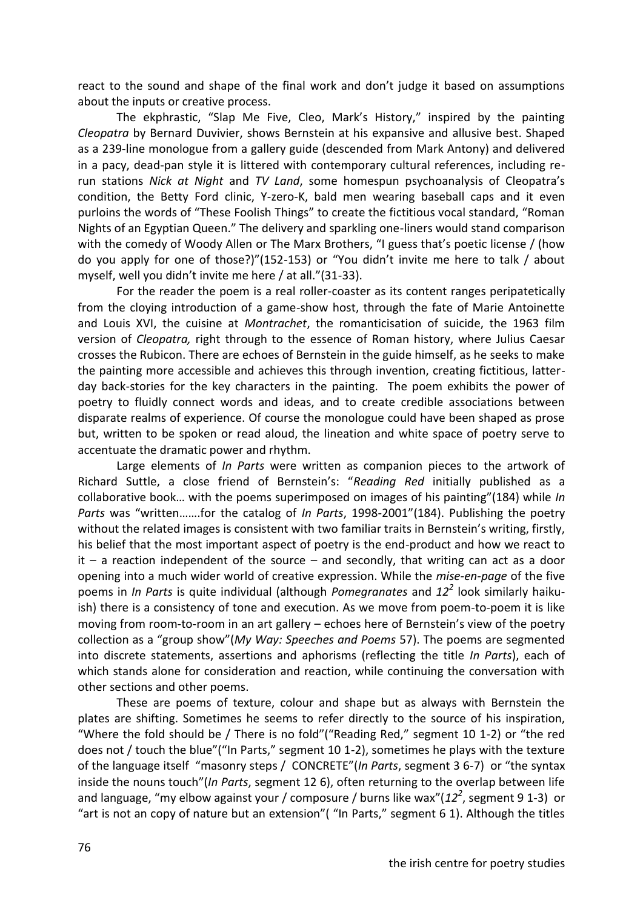react to the sound and shape of the final work and don't judge it based on assumptions about the inputs or creative process.

The ekphrastic, "Slap Me Five, Cleo, Mark's History," inspired by the painting *Cleopatra* by Bernard Duvivier, shows Bernstein at his expansive and allusive best. Shaped as a 239-line monologue from a gallery guide (descended from Mark Antony) and delivered in a pacy, dead-pan style it is littered with contemporary cultural references, including re-run stations *Nick at Night* and *TV Land*, some homespun psychoanalysis of Cleopatra's condition, the Betty Ford clinic, Y-zero-K, bald men wearing baseball caps and it even purloins the words of "These Foolish Things" to create the fictitious vocal standard, "Roman Nights of an Egyptian Queen." The delivery and sparkling one-liners would stand comparison with the comedy of Woody Allen or The Marx Brothers, "I guess that's poetic license / (how do you apply for one of those?)"(152-153) or "You didn't invite me here to talk / about myself, well you didn't invite me here / at all."(31-33).

For the reader the poem is a real roller-coaster as its content ranges peripatetically from the cloying introduction of a game-show host, through the fate of Marie Antoinette and Louis XVI, the cuisine at *Montrachet*, the romanticisation of suicide, the 1963 film version of *Cleopatra,* right through to the essence of Roman history, where Julius Caesar crosses the Rubicon. There are echoes of Bernstein in the guide himself, as he seeks to make the painting more accessible and achieves this through invention, creating fictitious, latter-day back-stories for the key characters in the painting. The poem exhibits the power of poetry to fluidly connect words and ideas, and to create credible associations between disparate realms of experience. Of course the monologue could have been shaped as prose but, written to be spoken or read aloud, the lineation and white space of poetry serve to accentuate the dramatic power and rhythm.

Large elements of *In Parts* were written as companion pieces to the artwork of Richard Suttle, a close friend of Bernstein's: "*Reading Red* initially published as a collaborative book… with the poems superimposed on images of his painting"(184) while *In Parts* was "written…….for the catalog of *In Parts*, 1998-2001"(184). Publishing the poetry without the related images is consistent with two familiar traits in Bernstein's writing, firstly, his belief that the most important aspect of poetry is the end-product and how we react to it – a reaction independent of the source – and secondly, that writing can act as a door opening into a much wider world of creative expression. While the *mise-en-page* of the five poems in *In Parts* is quite individual (although *Pomegranates* and *12²* look similarly haiku-ish) there is a consistency of tone and execution. As we move from poem-to-poem it is like moving from room-to-room in an art gallery – echoes here of Bernstein's view of the poetry collection as a "group show"(*My Way: Speeches and Poems* 57). The poems are segmented into discrete statements, assertions and aphorisms (reflecting the title *In Parts*), each of which stands alone for consideration and reaction, while continuing the conversation with other sections and other poems.

These are poems of texture, colour and shape but as always with Bernstein the plates are shifting. Sometimes he seems to refer directly to the source of his inspiration, "Where the fold should be / There is no fold"("Reading Red," segment 10 1-2) or "the red does not / touch the blue"("In Parts," segment 10 1-2), sometimes he plays with the texture of the language itself "masonry steps / CONCRETE"(*In Parts*, segment 3 6-7) or "the syntax inside the nouns touch"(*In Parts*, segment 12 6), often returning to the overlap between life and language, "my elbow against your / composure / burns like wax"(*12²*, segment 9 1-3) or "art is not an copy of nature but an extension"( "In Parts," segment 6 1). Although the titles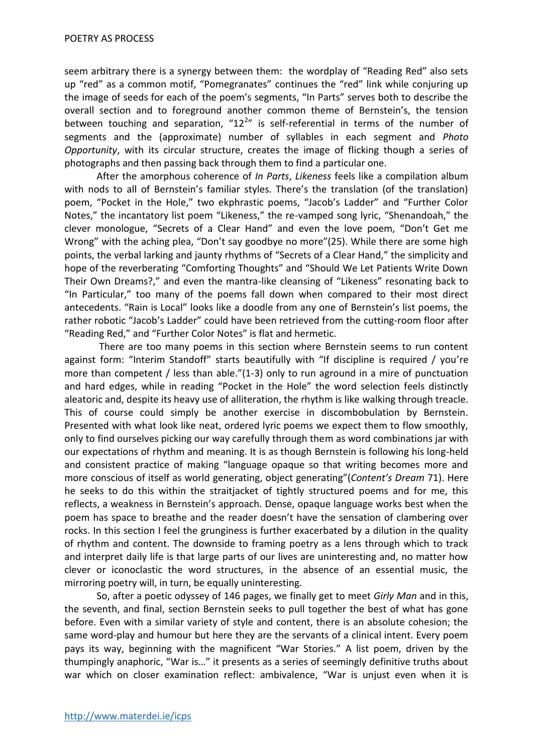seem arbitrary there is a synergy between them: the wordplay of "Reading Red" also sets up "red" as a common motif, "Pomegranates" continues the "red" link while conjuring up the image of seeds for each of the poem's segments, "In Parts" serves both to describe the overall section and to foreground another common theme of Bernstein's, the tension between touching and separation, "$12^2$" is self-referential in terms of the number of segments and the (approximate) number of syllables in each segment and *Photo Opportunity*, with its circular structure, creates the image of flicking though a series of photographs and then passing back through them to find a particular one.

After the amorphous coherence of *In Parts*, *Likeness* feels like a compilation album with nods to all of Bernstein's familiar styles. There's the translation (of the translation) poem, "Pocket in the Hole," two ekphrastic poems, "Jacob's Ladder" and "Further Color Notes," the incantatory list poem "Likeness," the re-vamped song lyric, "Shenandoah," the clever monologue, "Secrets of a Clear Hand" and even the love poem, "Don't Get me Wrong" with the aching plea, "Don't say goodbye no more"(25). While there are some high points, the verbal larking and jaunty rhythms of "Secrets of a Clear Hand," the simplicity and hope of the reverberating "Comforting Thoughts" and "Should We Let Patients Write Down Their Own Dreams?," and even the mantra-like cleansing of "Likeness" resonating back to "In Particular," too many of the poems fall down when compared to their most direct antecedents. "Rain is Local" looks like a doodle from any one of Bernstein's list poems, the rather robotic "Jacob's Ladder" could have been retrieved from the cutting-room floor after "Reading Red," and "Further Color Notes" is flat and hermetic.

There are too many poems in this section where Bernstein seems to run content against form: "Interim Standoff" starts beautifully with "If discipline is required / you're more than competent / less than able."(1-3) only to run aground in a mire of punctuation and hard edges, while in reading "Pocket in the Hole" the word selection feels distinctly aleatoric and, despite its heavy use of alliteration, the rhythm is like walking through treacle. This of course could simply be another exercise in discombobulation by Bernstein. Presented with what look like neat, ordered lyric poems we expect them to flow smoothly, only to find ourselves picking our way carefully through them as word combinations jar with our expectations of rhythm and meaning. It is as though Bernstein is following his long-held and consistent practice of making "language opaque so that writing becomes more and more conscious of itself as world generating, object generating"(*Content's Dream* 71). Here he seeks to do this within the straitjacket of tightly structured poems and for me, this reflects, a weakness in Bernstein's approach. Dense, opaque language works best when the poem has space to breathe and the reader doesn't have the sensation of clambering over rocks. In this section I feel the grunginess is further exacerbated by a dilution in the quality of rhythm and content. The downside to framing poetry as a lens through which to track and interpret daily life is that large parts of our lives are uninteresting and, no matter how clever or iconoclastic the word structures, in the absence of an essential music, the mirroring poetry will, in turn, be equally uninteresting.

So, after a poetic odyssey of 146 pages, we finally get to meet *Girly Man* and in this, the seventh, and final, section Bernstein seeks to pull together the best of what has gone before. Even with a similar variety of style and content, there is an absolute cohesion; the same word-play and humour but here they are the servants of a clinical intent. Every poem pays its way, beginning with the magnificent "War Stories." A list poem, driven by the thumpingly anaphoric, "War is…" it presents as a series of seemingly definitive truths about war which on closer examination reflect: ambivalence, "War is unjust even when it is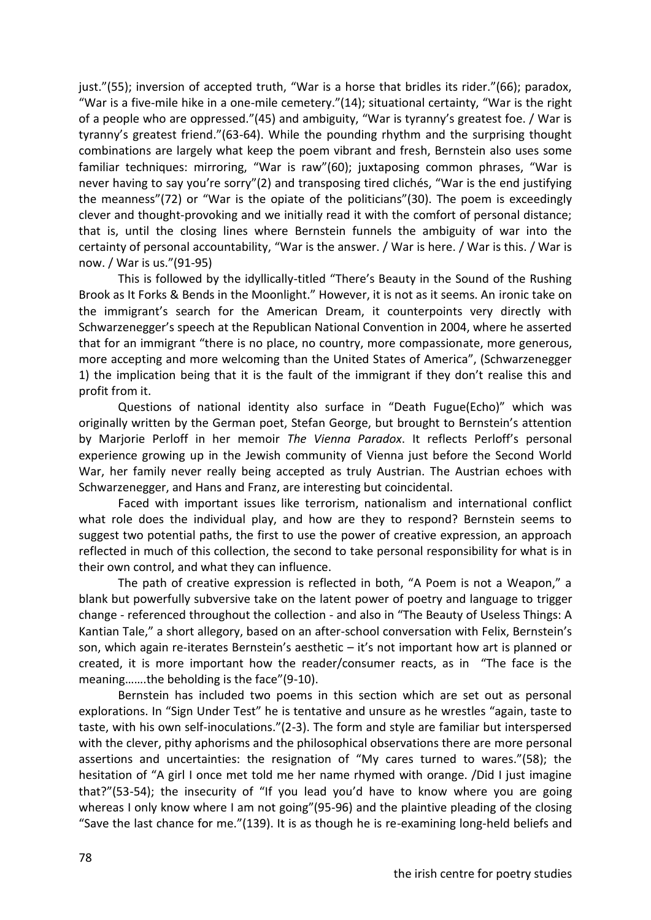just."(55); inversion of accepted truth, "War is a horse that bridles its rider."(66); paradox, "War is a five-mile hike in a one-mile cemetery."(14); situational certainty, "War is the right of a people who are oppressed."(45) and ambiguity, "War is tyranny's greatest foe. / War is tyranny's greatest friend."(63-64). While the pounding rhythm and the surprising thought combinations are largely what keep the poem vibrant and fresh, Bernstein also uses some familiar techniques: mirroring, "War is raw"(60); juxtaposing common phrases, "War is never having to say you're sorry"(2) and transposing tired clichés, "War is the end justifying the meanness"(72) or "War is the opiate of the politicians"(30). The poem is exceedingly clever and thought-provoking and we initially read it with the comfort of personal distance; that is, until the closing lines where Bernstein funnels the ambiguity of war into the certainty of personal accountability, "War is the answer. / War is here. / War is this. / War is now. / War is us."(91-95)

This is followed by the idyllically-titled "There's Beauty in the Sound of the Rushing Brook as It Forks & Bends in the Moonlight." However, it is not as it seems. An ironic take on the immigrant's search for the American Dream, it counterpoints very directly with Schwarzenegger's speech at the Republican National Convention in 2004, where he asserted that for an immigrant "there is no place, no country, more compassionate, more generous, more accepting and more welcoming than the United States of America", (Schwarzenegger 1) the implication being that it is the fault of the immigrant if they don't realise this and profit from it.

Questions of national identity also surface in "Death Fugue(Echo)" which was originally written by the German poet, Stefan George, but brought to Bernstein's attention by Marjorie Perloff in her memoir *The Vienna Paradox*. It reflects Perloff's personal experience growing up in the Jewish community of Vienna just before the Second World War, her family never really being accepted as truly Austrian. The Austrian echoes with Schwarzenegger, and Hans and Franz, are interesting but coincidental.

Faced with important issues like terrorism, nationalism and international conflict what role does the individual play, and how are they to respond? Bernstein seems to suggest two potential paths, the first to use the power of creative expression, an approach reflected in much of this collection, the second to take personal responsibility for what is in their own control, and what they can influence.

The path of creative expression is reflected in both, "A Poem is not a Weapon," a blank but powerfully subversive take on the latent power of poetry and language to trigger change - referenced throughout the collection - and also in "The Beauty of Useless Things: A Kantian Tale," a short allegory, based on an after-school conversation with Felix, Bernstein's son, which again re-iterates Bernstein's aesthetic – it's not important how art is planned or created, it is more important how the reader/consumer reacts, as in "The face is the meaning…….the beholding is the face"(9-10).

Bernstein has included two poems in this section which are set out as personal explorations. In "Sign Under Test" he is tentative and unsure as he wrestles "again, taste to taste, with his own self-inoculations."(2-3). The form and style are familiar but interspersed with the clever, pithy aphorisms and the philosophical observations there are more personal assertions and uncertainties: the resignation of "My cares turned to wares."(58); the hesitation of "A girl I once met told me her name rhymed with orange. /Did I just imagine that?"(53-54); the insecurity of "If you lead you'd have to know where you are going whereas I only know where I am not going"(95-96) and the plaintive pleading of the closing "Save the last chance for me."(139). It is as though he is re-examining long-held beliefs and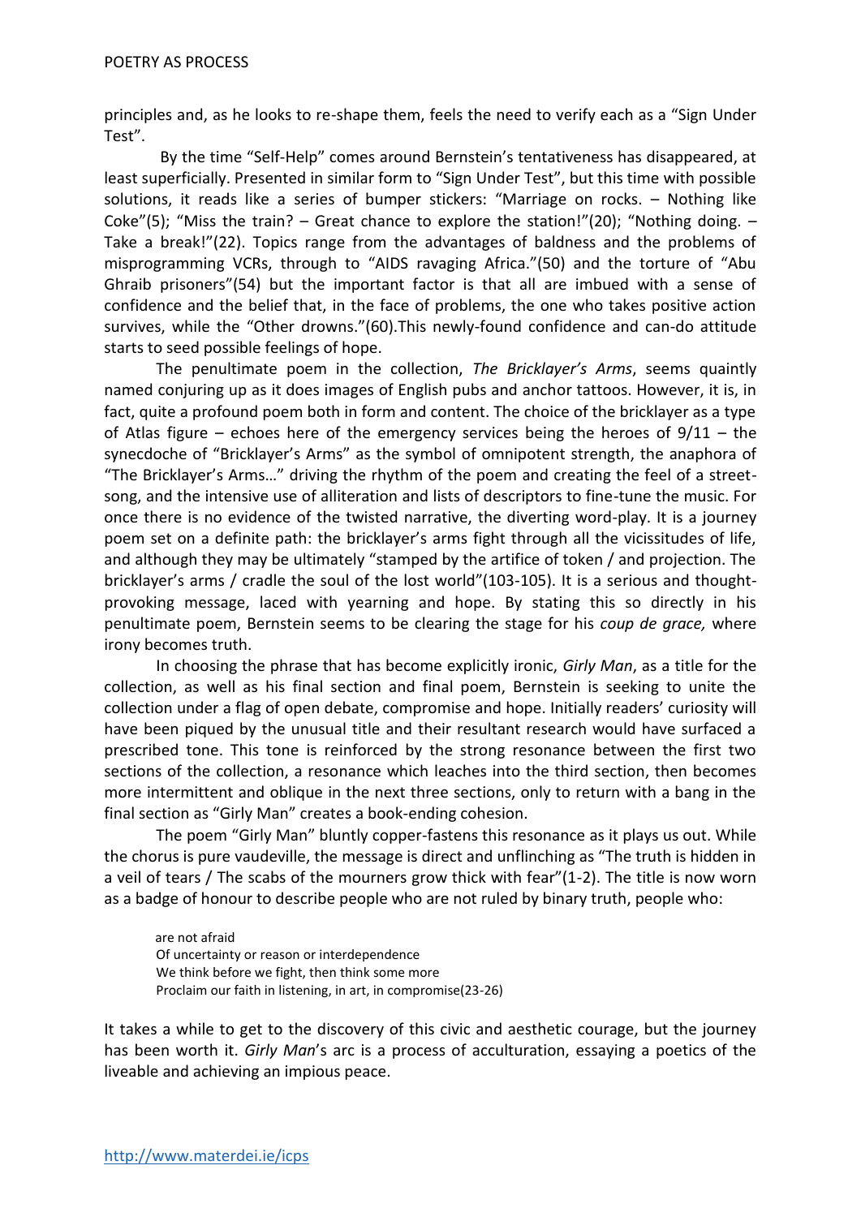principles and, as he looks to re-shape them, feels the need to verify each as a "Sign Under Test".

By the time "Self-Help" comes around Bernstein's tentativeness has disappeared, at least superficially. Presented in similar form to "Sign Under Test", but this time with possible solutions, it reads like a series of bumper stickers: "Marriage on rocks. – Nothing like Coke"(5); "Miss the train? – Great chance to explore the station!"(20); "Nothing doing. – Take a break!"(22). Topics range from the advantages of baldness and the problems of misprogramming VCRs, through to "AIDS ravaging Africa."(50) and the torture of "Abu Ghraib prisoners"(54) but the important factor is that all are imbued with a sense of confidence and the belief that, in the face of problems, the one who takes positive action survives, while the "Other drowns."(60).This newly-found confidence and can-do attitude starts to seed possible feelings of hope.

The penultimate poem in the collection, *The Bricklayer's Arms*, seems quaintly named conjuring up as it does images of English pubs and anchor tattoos. However, it is, in fact, quite a profound poem both in form and content. The choice of the bricklayer as a type of Atlas figure – echoes here of the emergency services being the heroes of 9/11 – the synecdoche of "Bricklayer's Arms" as the symbol of omnipotent strength, the anaphora of "The Bricklayer's Arms…" driving the rhythm of the poem and creating the feel of a street-song, and the intensive use of alliteration and lists of descriptors to fine-tune the music. For once there is no evidence of the twisted narrative, the diverting word-play. It is a journey poem set on a definite path: the bricklayer's arms fight through all the vicissitudes of life, and although they may be ultimately "stamped by the artifice of token / and projection. The bricklayer's arms / cradle the soul of the lost world"(103-105). It is a serious and thought-provoking message, laced with yearning and hope. By stating this so directly in his penultimate poem, Bernstein seems to be clearing the stage for his *coup de grace,* where irony becomes truth.

In choosing the phrase that has become explicitly ironic, *Girly Man*, as a title for the collection, as well as his final section and final poem, Bernstein is seeking to unite the collection under a flag of open debate, compromise and hope. Initially readers' curiosity will have been piqued by the unusual title and their resultant research would have surfaced a prescribed tone. This tone is reinforced by the strong resonance between the first two sections of the collection, a resonance which leaches into the third section, then becomes more intermittent and oblique in the next three sections, only to return with a bang in the final section as "Girly Man" creates a book-ending cohesion.

The poem "Girly Man" bluntly copper-fastens this resonance as it plays us out. While the chorus is pure vaudeville, the message is direct and unflinching as "The truth is hidden in a veil of tears / The scabs of the mourners grow thick with fear"(1-2). The title is now worn as a badge of honour to describe people who are not ruled by binary truth, people who:

> are not afraid
> Of uncertainty or reason or interdependence
> We think before we fight, then think some more
> Proclaim our faith in listening, in art, in compromise(23-26)

It takes a while to get to the discovery of this civic and aesthetic courage, but the journey has been worth it. *Girly Man*'s arc is a process of acculturation, essaying a poetics of the liveable and achieving an impious peace.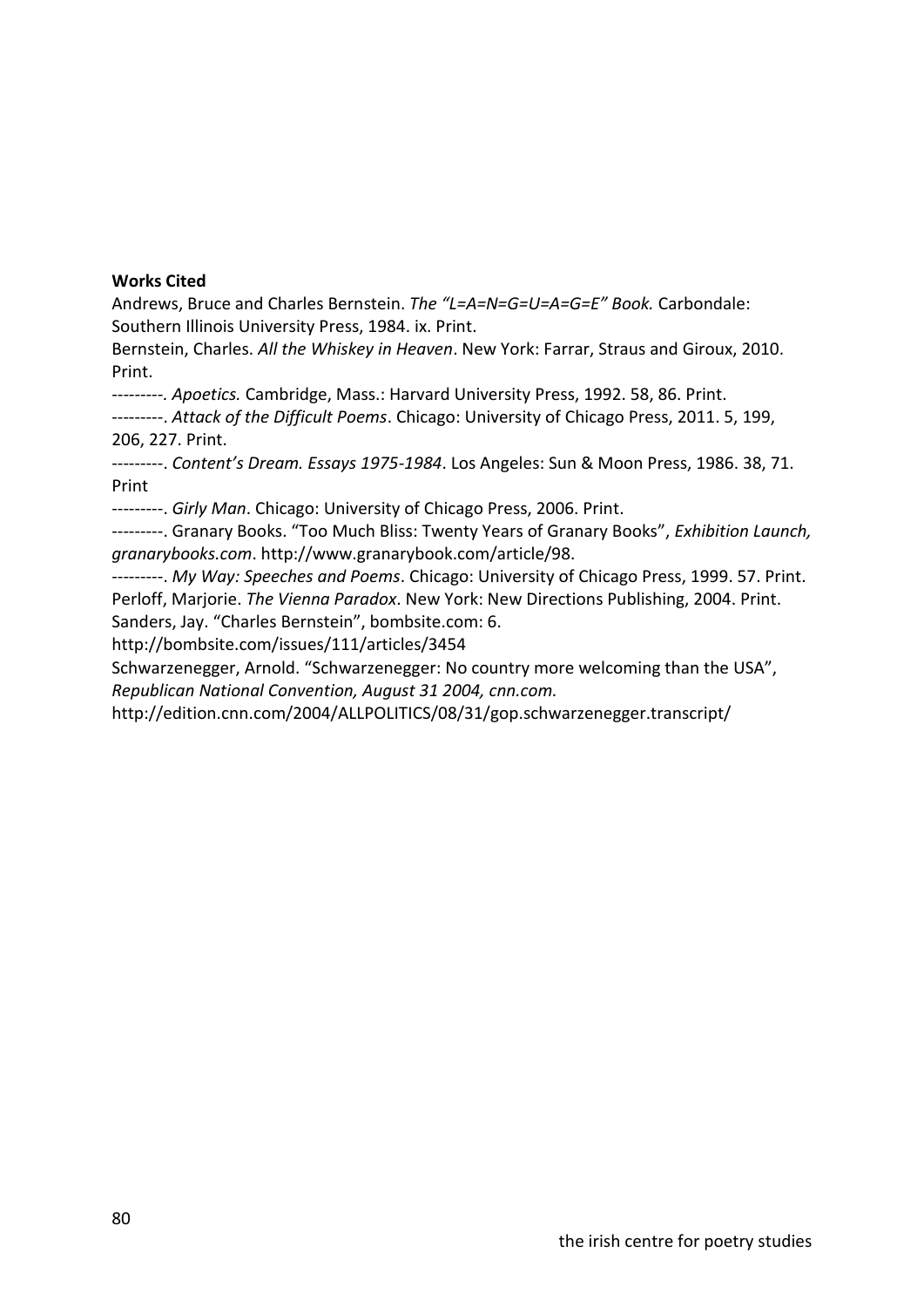**Works Cited**

Andrews, Bruce and Charles Bernstein. *The "L=A=N=G=U=A=G=E" Book.* Carbondale: Southern Illinois University Press, 1984. ix. Print.

Bernstein, Charles. *All the Whiskey in Heaven*. New York: Farrar, Straus and Giroux, 2010. Print.

---------. *Apoetics.* Cambridge, Mass.: Harvard University Press, 1992. 58, 86. Print.

---------. *Attack of the Difficult Poems*. Chicago: University of Chicago Press, 2011. 5, 199, 206, 227. Print.

---------. *Content's Dream. Essays 1975-1984*. Los Angeles: Sun & Moon Press, 1986. 38, 71. Print

---------. *Girly Man*. Chicago: University of Chicago Press, 2006. Print.

---------. Granary Books. "Too Much Bliss: Twenty Years of Granary Books", *Exhibition Launch, granarybooks.com*. http://www.granarybook.com/article/98.

---------. *My Way: Speeches and Poems*. Chicago: University of Chicago Press, 1999. 57. Print.

Perloff, Marjorie. *The Vienna Paradox*. New York: New Directions Publishing, 2004. Print.

Sanders, Jay. "Charles Bernstein", bombsite.com: 6. http://bombsite.com/issues/111/articles/3454

Schwarzenegger, Arnold. "Schwarzenegger: No country more welcoming than the USA", *Republican National Convention, August 31 2004, cnn.com.* http://edition.cnn.com/2004/ALLPOLITICS/08/31/gop.schwarzenegger.transcript/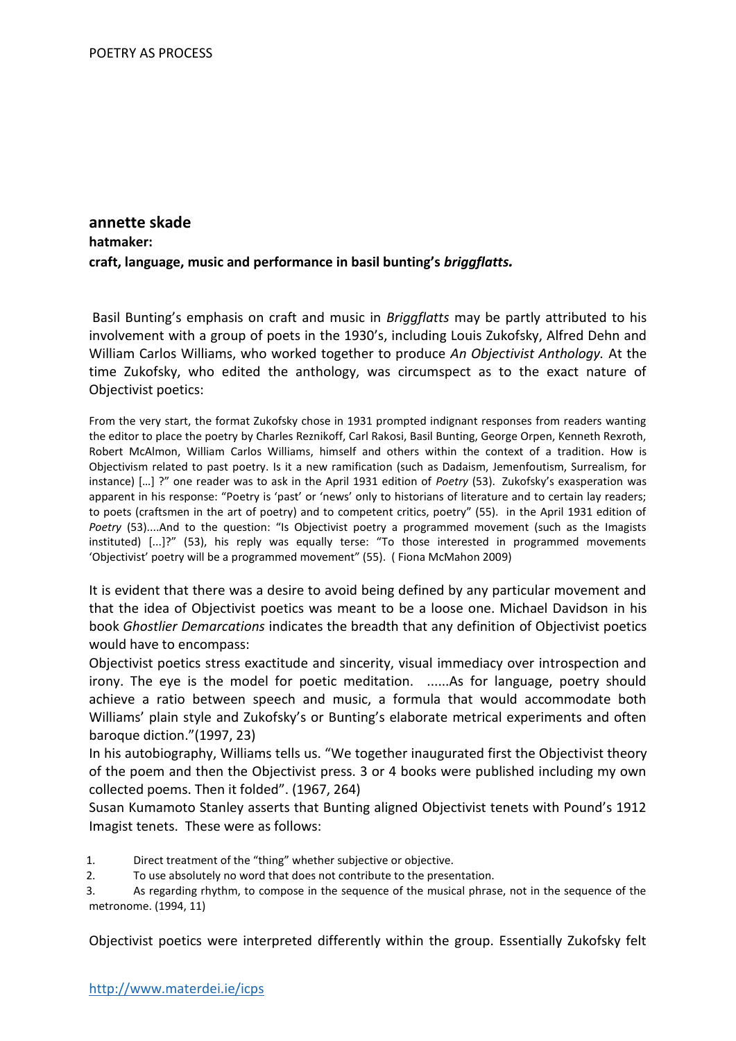**annette skade**

**hatmaker:**

**craft, language, music and performance in basil bunting's *briggflatts.***

Basil Bunting's emphasis on craft and music in *Briggflatts* may be partly attributed to his involvement with a group of poets in the 1930's, including Louis Zukofsky, Alfred Dehn and William Carlos Williams, who worked together to produce *An Objectivist Anthology.* At the time Zukofsky, who edited the anthology, was circumspect as to the exact nature of Objectivist poetics:

> From the very start, the format Zukofsky chose in 1931 prompted indignant responses from readers wanting the editor to place the poetry by Charles Reznikoff, Carl Rakosi, Basil Bunting, George Orpen, Kenneth Rexroth, Robert McAlmon, William Carlos Williams, himself and others within the context of a tradition. How is Objectivism related to past poetry. Is it a new ramification (such as Dadaism, Jemenfoutism, Surrealism, for instance) […] ?" one reader was to ask in the April 1931 edition of *Poetry* (53). Zukofsky's exasperation was apparent in his response: "Poetry is 'past' or 'news' only to historians of literature and to certain lay readers; to poets (craftsmen in the art of poetry) and to competent critics, poetry" (55). in the April 1931 edition of *Poetry* (53)....And to the question: "Is Objectivist poetry a programmed movement (such as the Imagists instituted) [...]?" (53), his reply was equally terse: "To those interested in programmed movements 'Objectivist' poetry will be a programmed movement" (55). ( Fiona McMahon 2009)

It is evident that there was a desire to avoid being defined by any particular movement and that the idea of Objectivist poetics was meant to be a loose one. Michael Davidson in his book *Ghostlier Demarcations* indicates the breadth that any definition of Objectivist poetics would have to encompass:

Objectivist poetics stress exactitude and sincerity, visual immediacy over introspection and irony. The eye is the model for poetic meditation. ......As for language, poetry should achieve a ratio between speech and music, a formula that would accommodate both Williams' plain style and Zukofsky's or Bunting's elaborate metrical experiments and often baroque diction."(1997, 23)

In his autobiography, Williams tells us. "We together inaugurated first the Objectivist theory of the poem and then the Objectivist press. 3 or 4 books were published including my own collected poems. Then it folded". (1967, 264)

Susan Kumamoto Stanley asserts that Bunting aligned Objectivist tenets with Pound's 1912 Imagist tenets. These were as follows:

1. Direct treatment of the "thing" whether subjective or objective.
2. To use absolutely no word that does not contribute to the presentation.
3. As regarding rhythm, to compose in the sequence of the musical phrase, not in the sequence of the metronome. (1994, 11)

Objectivist poetics were interpreted differently within the group. Essentially Zukofsky felt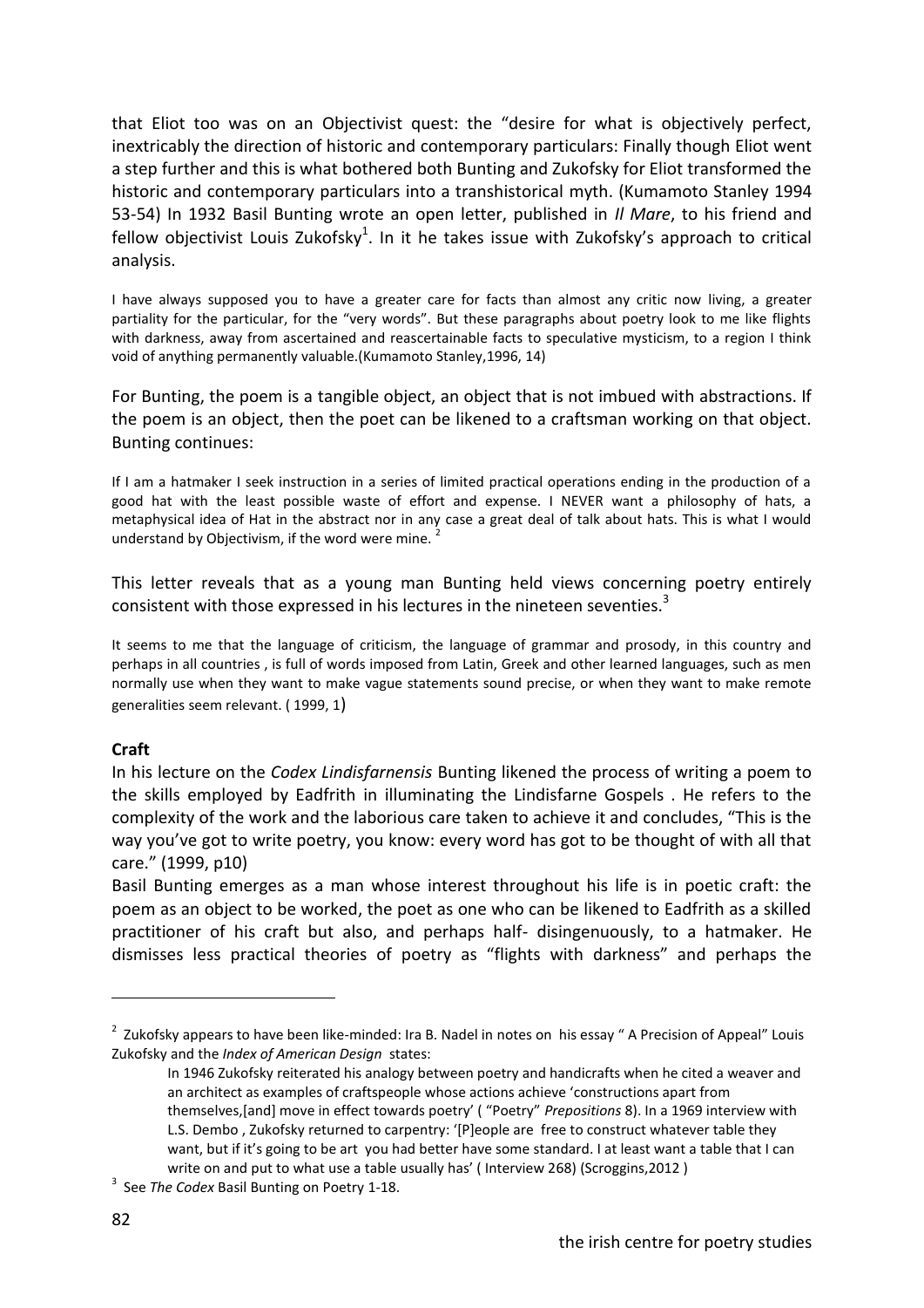that Eliot too was on an Objectivist quest: the "desire for what is objectively perfect, inextricably the direction of historic and contemporary particulars: Finally though Eliot went a step further and this is what bothered both Bunting and Zukofsky for Eliot transformed the historic and contemporary particulars into a transhistorical myth. (Kumamoto Stanley 1994 53-54) In 1932 Basil Bunting wrote an open letter, published in *Il Mare*, to his friend and fellow objectivist Louis Zukofsky[1]. In it he takes issue with Zukofsky's approach to critical analysis.

> I have always supposed you to have a greater care for facts than almost any critic now living, a greater partiality for the particular, for the "very words". But these paragraphs about poetry look to me like flights with darkness, away from ascertained and reascertainable facts to speculative mysticism, to a region I think void of anything permanently valuable.(Kumamoto Stanley,1996, 14)

For Bunting, the poem is a tangible object, an object that is not imbued with abstractions. If the poem is an object, then the poet can be likened to a craftsman working on that object. Bunting continues:

> If I am a hatmaker I seek instruction in a series of limited practical operations ending in the production of a good hat with the least possible waste of effort and expense. I NEVER want a philosophy of hats, a metaphysical idea of Hat in the abstract nor in any case a great deal of talk about hats. This is what I would understand by Objectivism, if the word were mine. [2]

This letter reveals that as a young man Bunting held views concerning poetry entirely consistent with those expressed in his lectures in the nineteen seventies.[3]

> It seems to me that the language of criticism, the language of grammar and prosody, in this country and perhaps in all countries , is full of words imposed from Latin, Greek and other learned languages, such as men normally use when they want to make vague statements sound precise, or when they want to make remote generalities seem relevant. ( 1999, 1)

**Craft**

In his lecture on the *Codex Lindisfarnensis* Bunting likened the process of writing a poem to the skills employed by Eadfrith in illuminating the Lindisfarne Gospels . He refers to the complexity of the work and the laborious care taken to achieve it and concludes, "This is the way you've got to write poetry, you know: every word has got to be thought of with all that care." (1999, p10)

Basil Bunting emerges as a man whose interest throughout his life is in poetic craft: the poem as an object to be worked, the poet as one who can be likened to Eadfrith as a skilled practitioner of his craft but also, and perhaps half- disingenuously, to a hatmaker. He dismisses less practical theories of poetry as "flights with darkness" and perhaps the

---

[2] Zukofsky appears to have been like-minded: Ira B. Nadel in notes on his essay " A Precision of Appeal" Louis Zukofsky and the *Index of American Design* states:

> In 1946 Zukofsky reiterated his analogy between poetry and handicrafts when he cited a weaver and an architect as examples of craftspeople whose actions achieve 'constructions apart from themselves,[and] move in effect towards poetry' ( "Poetry" *Prepositions* 8). In a 1969 interview with L.S. Dembo , Zukofsky returned to carpentry: '[P]eople are free to construct whatever table they want, but if it's going to be art you had better have some standard. I at least want a table that I can write on and put to what use a table usually has' ( Interview 268) (Scroggins,2012 )

[3] See *The Codex* Basil Bunting on Poetry 1-18.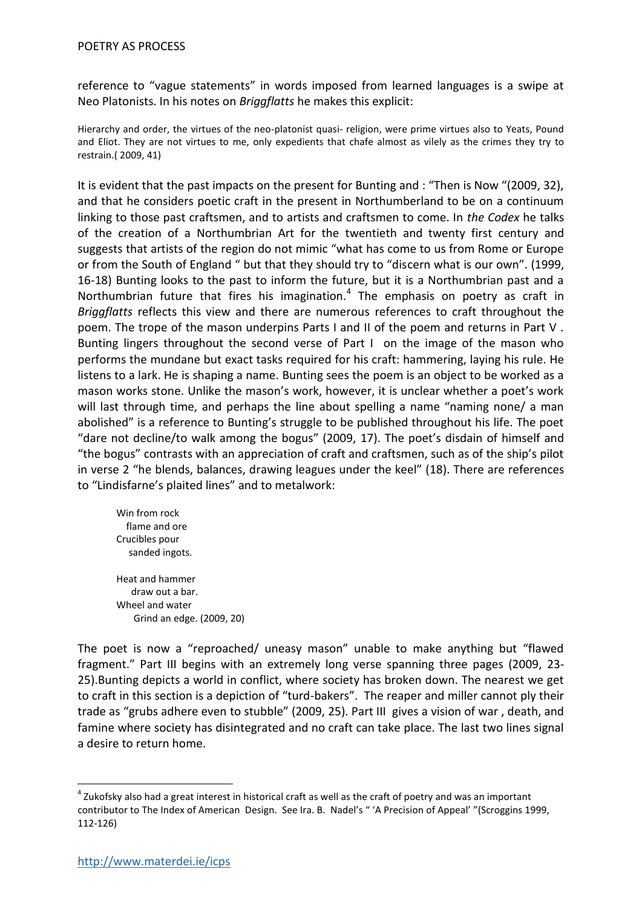reference to "vague statements" in words imposed from learned languages is a swipe at Neo Platonists. In his notes on *Briggflatts* he makes this explicit:

> Hierarchy and order, the virtues of the neo-platonist quasi- religion, were prime virtues also to Yeats, Pound and Eliot. They are not virtues to me, only expedients that chafe almost as vilely as the crimes they try to restrain.( 2009, 41)

It is evident that the past impacts on the present for Bunting and : "Then is Now "(2009, 32), and that he considers poetic craft in the present in Northumberland to be on a continuum linking to those past craftsmen, and to artists and craftsmen to come. In *the Codex* he talks of the creation of a Northumbrian Art for the twentieth and twenty first century and suggests that artists of the region do not mimic "what has come to us from Rome or Europe or from the South of England " but that they should try to "discern what is our own". (1999, 16-18) Bunting looks to the past to inform the future, but it is a Northumbrian past and a Northumbrian future that fires his imagination.[4] The emphasis on poetry as craft in *Briggflatts* reflects this view and there are numerous references to craft throughout the poem. The trope of the mason underpins Parts I and II of the poem and returns in Part V . Bunting lingers throughout the second verse of Part I on the image of the mason who performs the mundane but exact tasks required for his craft: hammering, laying his rule. He listens to a lark. He is shaping a name. Bunting sees the poem is an object to be worked as a mason works stone. Unlike the mason's work, however, it is unclear whether a poet's work will last through time, and perhaps the line about spelling a name "naming none/ a man abolished" is a reference to Bunting's struggle to be published throughout his life. The poet "dare not decline/to walk among the bogus" (2009, 17). The poet's disdain of himself and "the bogus" contrasts with an appreciation of craft and craftsmen, such as of the ship's pilot in verse 2 "he blends, balances, drawing leagues under the keel" (18). There are references to "Lindisfarne's plaited lines" and to metalwork:

> Win from rock
>   flame and ore
> Crucibles pour
>   sanded ingots.
>
> Heat and hammer
>   draw out a bar.
> Wheel and water
>   Grind an edge. (2009, 20)

The poet is now a "reproached/ uneasy mason" unable to make anything but "flawed fragment." Part III begins with an extremely long verse spanning three pages (2009, 23-25).Bunting depicts a world in conflict, where society has broken down. The nearest we get to craft in this section is a depiction of "turd-bakers". The reaper and miller cannot ply their trade as "grubs adhere even to stubble" (2009, 25). Part III gives a vision of war , death, and famine where society has disintegrated and no craft can take place. The last two lines signal a desire to return home.

---

[4] Zukofsky also had a great interest in historical craft as well as the craft of poetry and was an important contributor to The Index of American Design. See Ira. B. Nadel's " 'A Precision of Appeal' "(Scroggins 1999, 112-126)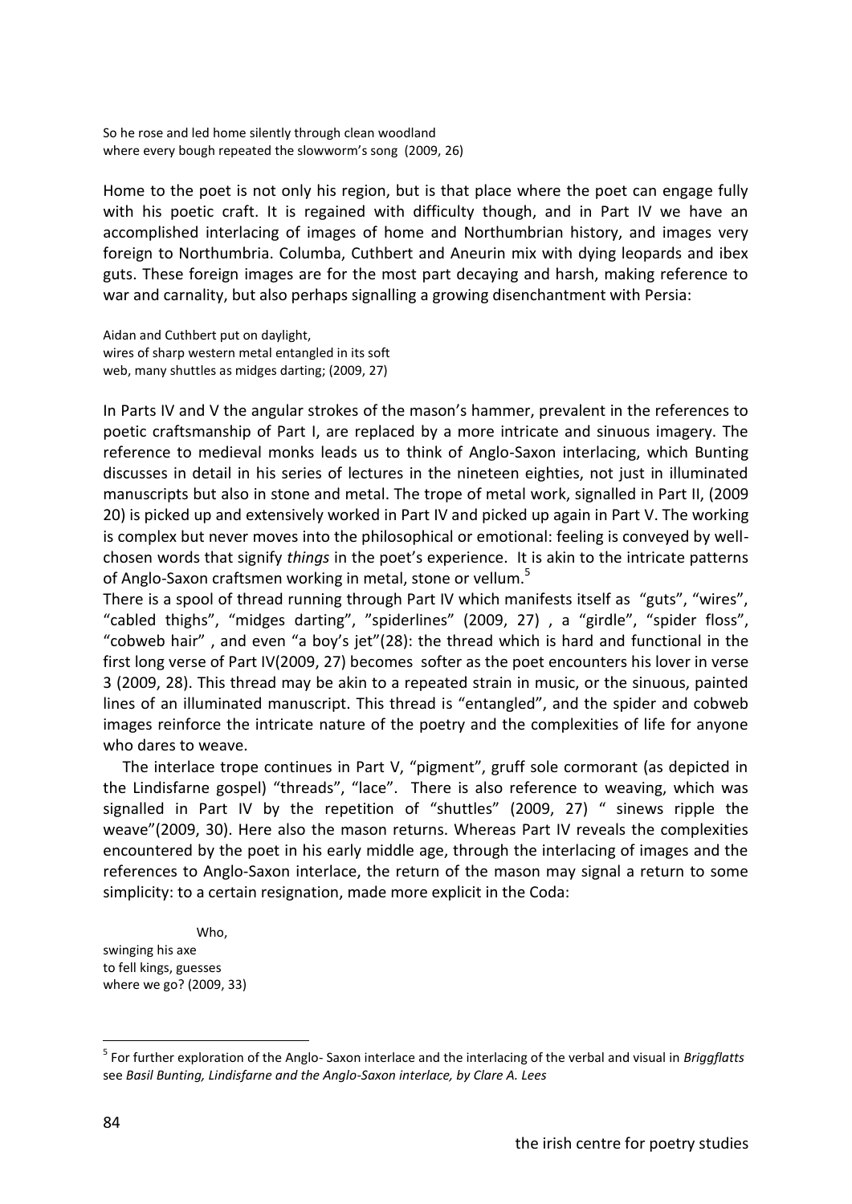So he rose and led home silently through clean woodland
where every bough repeated the slowworm's song (2009, 26)

Home to the poet is not only his region, but is that place where the poet can engage fully with his poetic craft. It is regained with difficulty though, and in Part IV we have an accomplished interlacing of images of home and Northumbrian history, and images very foreign to Northumbria. Columba, Cuthbert and Aneurin mix with dying leopards and ibex guts. These foreign images are for the most part decaying and harsh, making reference to war and carnality, but also perhaps signalling a growing disenchantment with Persia:

Aidan and Cuthbert put on daylight,
wires of sharp western metal entangled in its soft
web, many shuttles as midges darting; (2009, 27)

In Parts IV and V the angular strokes of the mason's hammer, prevalent in the references to poetic craftsmanship of Part I, are replaced by a more intricate and sinuous imagery. The reference to medieval monks leads us to think of Anglo-Saxon interlacing, which Bunting discusses in detail in his series of lectures in the nineteen eighties, not just in illuminated manuscripts but also in stone and metal. The trope of metal work, signalled in Part II, (2009 20) is picked up and extensively worked in Part IV and picked up again in Part V. The working is complex but never moves into the philosophical or emotional: feeling is conveyed by well-chosen words that signify *things* in the poet's experience. It is akin to the intricate patterns of Anglo-Saxon craftsmen working in metal, stone or vellum.[5]

There is a spool of thread running through Part IV which manifests itself as "guts", "wires", "cabled thighs", "midges darting", "spiderlines" (2009, 27) , a "girdle", "spider floss", "cobweb hair" , and even "a boy's jet"(28): the thread which is hard and functional in the first long verse of Part IV(2009, 27) becomes softer as the poet encounters his lover in verse 3 (2009, 28). This thread may be akin to a repeated strain in music, or the sinuous, painted lines of an illuminated manuscript. This thread is "entangled", and the spider and cobweb images reinforce the intricate nature of the poetry and the complexities of life for anyone who dares to weave.

The interlace trope continues in Part V, "pigment", gruff sole cormorant (as depicted in the Lindisfarne gospel) "threads", "lace". There is also reference to weaving, which was signalled in Part IV by the repetition of "shuttles" (2009, 27) " sinews ripple the weave"(2009, 30). Here also the mason returns. Whereas Part IV reveals the complexities encountered by the poet in his early middle age, through the interlacing of images and the references to Anglo-Saxon interlace, the return of the mason may signal a return to some simplicity: to a certain resignation, made more explicit in the Coda:

Who,
swinging his axe
to fell kings, guesses
where we go? (2009, 33)

[5] For further exploration of the Anglo- Saxon interlace and the interlacing of the verbal and visual in *Briggflatts* see *Basil Bunting, Lindisfarne and the Anglo-Saxon interlace, by Clare A. Lees*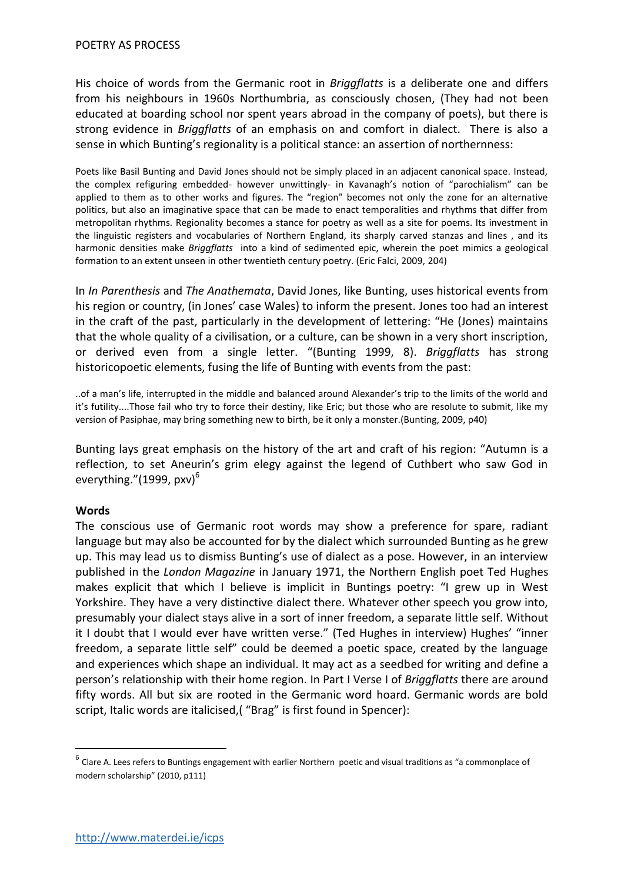His choice of words from the Germanic root in *Briggflatts* is a deliberate one and differs from his neighbours in 1960s Northumbria, as consciously chosen, (They had not been educated at boarding school nor spent years abroad in the company of poets), but there is strong evidence in *Briggflatts* of an emphasis on and comfort in dialect. There is also a sense in which Bunting's regionality is a political stance: an assertion of northernness:

> Poets like Basil Bunting and David Jones should not be simply placed in an adjacent canonical space. Instead, the complex refiguring embedded- however unwittingly- in Kavanagh's notion of "parochialism" can be applied to them as to other works and figures. The "region" becomes not only the zone for an alternative politics, but also an imaginative space that can be made to enact temporalities and rhythms that differ from metropolitan rhythms. Regionality becomes a stance for poetry as well as a site for poems. Its investment in the linguistic registers and vocabularies of Northern England, its sharply carved stanzas and lines , and its harmonic densities make *Briggflatts* into a kind of sedimented epic, wherein the poet mimics a geological formation to an extent unseen in other twentieth century poetry. (Eric Falci, 2009, 204)

In *In Parenthesis* and *The Anathemata*, David Jones, like Bunting, uses historical events from his region or country, (in Jones' case Wales) to inform the present. Jones too had an interest in the craft of the past, particularly in the development of lettering: "He (Jones) maintains that the whole quality of a civilisation, or a culture, can be shown in a very short inscription, or derived even from a single letter. "(Bunting 1999, 8). *Briggflatts* has strong historicopoetic elements, fusing the life of Bunting with events from the past:

> ..of a man's life, interrupted in the middle and balanced around Alexander's trip to the limits of the world and it's futility....Those fail who try to force their destiny, like Eric; but those who are resolute to submit, like my version of Pasiphae, may bring something new to birth, be it only a monster.(Bunting, 2009, p40)

Bunting lays great emphasis on the history of the art and craft of his region: "Autumn is a reflection, to set Aneurin's grim elegy against the legend of Cuthbert who saw God in everything."(1999, pxv)[6]

**Words**

The conscious use of Germanic root words may show a preference for spare, radiant language but may also be accounted for by the dialect which surrounded Bunting as he grew up. This may lead us to dismiss Bunting's use of dialect as a pose. However, in an interview published in the *London Magazine* in January 1971, the Northern English poet Ted Hughes makes explicit that which I believe is implicit in Buntings poetry: "I grew up in West Yorkshire. They have a very distinctive dialect there. Whatever other speech you grow into, presumably your dialect stays alive in a sort of inner freedom, a separate little self. Without it I doubt that I would ever have written verse." (Ted Hughes in interview) Hughes' "inner freedom, a separate little self" could be deemed a poetic space, created by the language and experiences which shape an individual. It may act as a seedbed for writing and define a person's relationship with their home region. In Part I Verse I of *Briggflatts* there are around fifty words. All but six are rooted in the Germanic word hoard. Germanic words are bold script, Italic words are italicised,( "Brag" is first found in Spencer):

[6] Clare A. Lees refers to Buntings engagement with earlier Northern poetic and visual traditions as "a commonplace of modern scholarship" (2010, p111)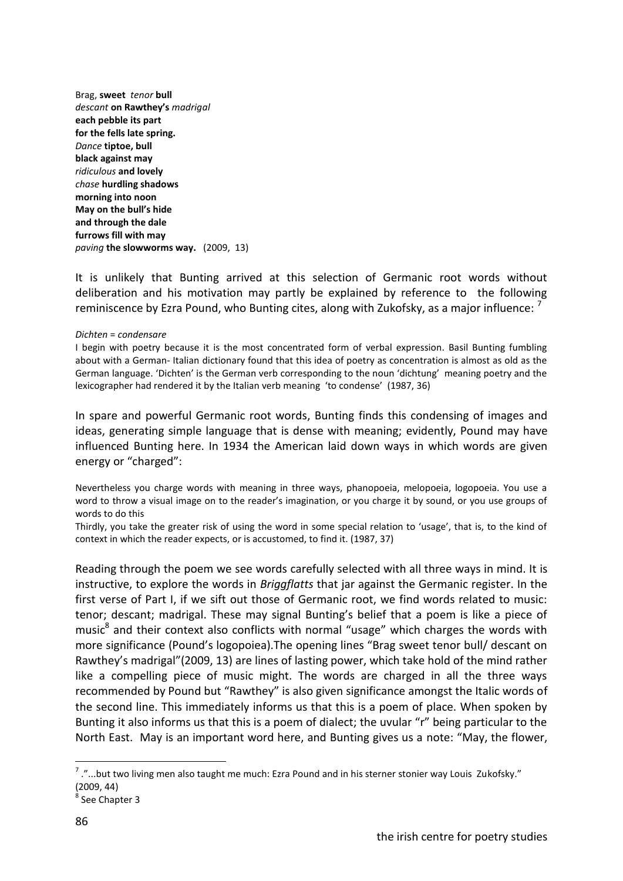Brag, **sweet** *tenor* **bull**  
*descant* **on Rawthey's** *madrigal*  
**each pebble its part**  
**for the fells late spring.**  
*Dance* **tiptoe, bull**  
**black against may**  
*ridiculous* **and lovely**  
*chase* **hurdling shadows**  
**morning into noon**  
**May on the bull's hide**  
**and through the dale**  
**furrows fill with may**  
*paving* **the slowworms way.** (2009, 13)

It is unlikely that Bunting arrived at this selection of Germanic root words without deliberation and his motivation may partly be explained by reference to the following reminiscence by Ezra Pound, who Bunting cites, along with Zukofsky, as a major influence: [7]

*Dichten = condensare*

I begin with poetry because it is the most concentrated form of verbal expression. Basil Bunting fumbling about with a German- Italian dictionary found that this idea of poetry as concentration is almost as old as the German language. 'Dichten' is the German verb corresponding to the noun 'dichtung' meaning poetry and the lexicographer had rendered it by the Italian verb meaning 'to condense' (1987, 36)

In spare and powerful Germanic root words, Bunting finds this condensing of images and ideas, generating simple language that is dense with meaning; evidently, Pound may have influenced Bunting here. In 1934 the American laid down ways in which words are given energy or "charged":

Nevertheless you charge words with meaning in three ways, phanopoeia, melopoeia, logopoeia. You use a word to throw a visual image on to the reader's imagination, or you charge it by sound, or you use groups of words to do this

Thirdly, you take the greater risk of using the word in some special relation to 'usage', that is, to the kind of context in which the reader expects, or is accustomed, to find it. (1987, 37)

Reading through the poem we see words carefully selected with all three ways in mind. It is instructive, to explore the words in *Briggflatts* that jar against the Germanic register. In the first verse of Part I, if we sift out those of Germanic root, we find words related to music: tenor; descant; madrigal. These may signal Bunting's belief that a poem is like a piece of music[8] and their context also conflicts with normal "usage" which charges the words with more significance (Pound's logopoiea).The opening lines "Brag sweet tenor bull/ descant on Rawthey's madrigal"(2009, 13) are lines of lasting power, which take hold of the mind rather like a compelling piece of music might. The words are charged in all the three ways recommended by Pound but "Rawthey" is also given significance amongst the Italic words of the second line. This immediately informs us that this is a poem of place. When spoken by Bunting it also informs us that this is a poem of dialect; the uvular "r" being particular to the North East. May is an important word here, and Bunting gives us a note: "May, the flower,

---

[7] ."...but two living men also taught me much: Ezra Pound and in his sterner stonier way Louis Zukofsky." (2009, 44)

[8] See Chapter 3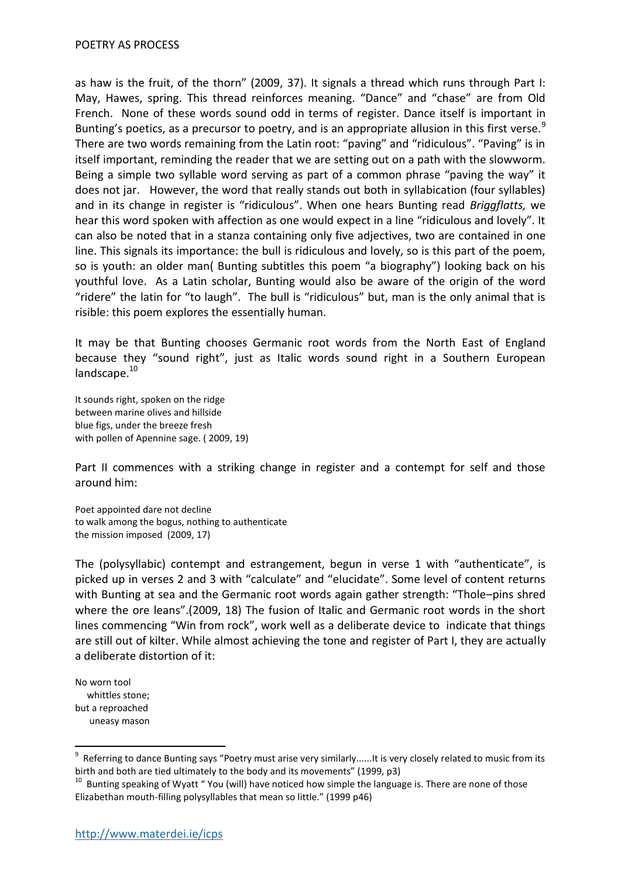as haw is the fruit, of the thorn" (2009, 37). It signals a thread which runs through Part I: May, Hawes, spring. This thread reinforces meaning. "Dance" and "chase" are from Old French. None of these words sound odd in terms of register. Dance itself is important in Bunting's poetics, as a precursor to poetry, and is an appropriate allusion in this first verse.[9] There are two words remaining from the Latin root: "paving" and "ridiculous". "Paving" is in itself important, reminding the reader that we are setting out on a path with the slowworm. Being a simple two syllable word serving as part of a common phrase "paving the way" it does not jar. However, the word that really stands out both in syllabication (four syllables) and in its change in register is "ridiculous". When one hears Bunting read *Briggflatts,* we hear this word spoken with affection as one would expect in a line "ridiculous and lovely". It can also be noted that in a stanza containing only five adjectives, two are contained in one line. This signals its importance: the bull is ridiculous and lovely, so is this part of the poem, so is youth: an older man( Bunting subtitles this poem "a biography") looking back on his youthful love. As a Latin scholar, Bunting would also be aware of the origin of the word "ridere" the latin for "to laugh". The bull is "ridiculous" but, man is the only animal that is risible: this poem explores the essentially human.

It may be that Bunting chooses Germanic root words from the North East of England because they "sound right", just as Italic words sound right in a Southern European landscape.[10]

It sounds right, spoken on the ridge  
between marine olives and hillside  
blue figs, under the breeze fresh  
with pollen of Apennine sage. ( 2009, 19)

Part II commences with a striking change in register and a contempt for self and those around him:

Poet appointed dare not decline  
to walk among the bogus, nothing to authenticate  
the mission imposed (2009, 17)

The (polysyllabic) contempt and estrangement, begun in verse 1 with "authenticate", is picked up in verses 2 and 3 with "calculate" and "elucidate". Some level of content returns with Bunting at sea and the Germanic root words again gather strength: "Thole–pins shred where the ore leans".(2009, 18) The fusion of Italic and Germanic root words in the short lines commencing "Win from rock", work well as a deliberate device to indicate that things are still out of kilter. While almost achieving the tone and register of Part I, they are actually a deliberate distortion of it:

No worn tool  
&nbsp;&nbsp;&nbsp;whittles stone;  
but a reproached  
&nbsp;&nbsp;&nbsp;uneasy mason

---

[9] Referring to dance Bunting says "Poetry must arise very similarly......It is very closely related to music from its birth and both are tied ultimately to the body and its movements" (1999, p3)

[10] Bunting speaking of Wyatt " You (will) have noticed how simple the language is. There are none of those Elizabethan mouth-filling polysyllables that mean so little." (1999 p46)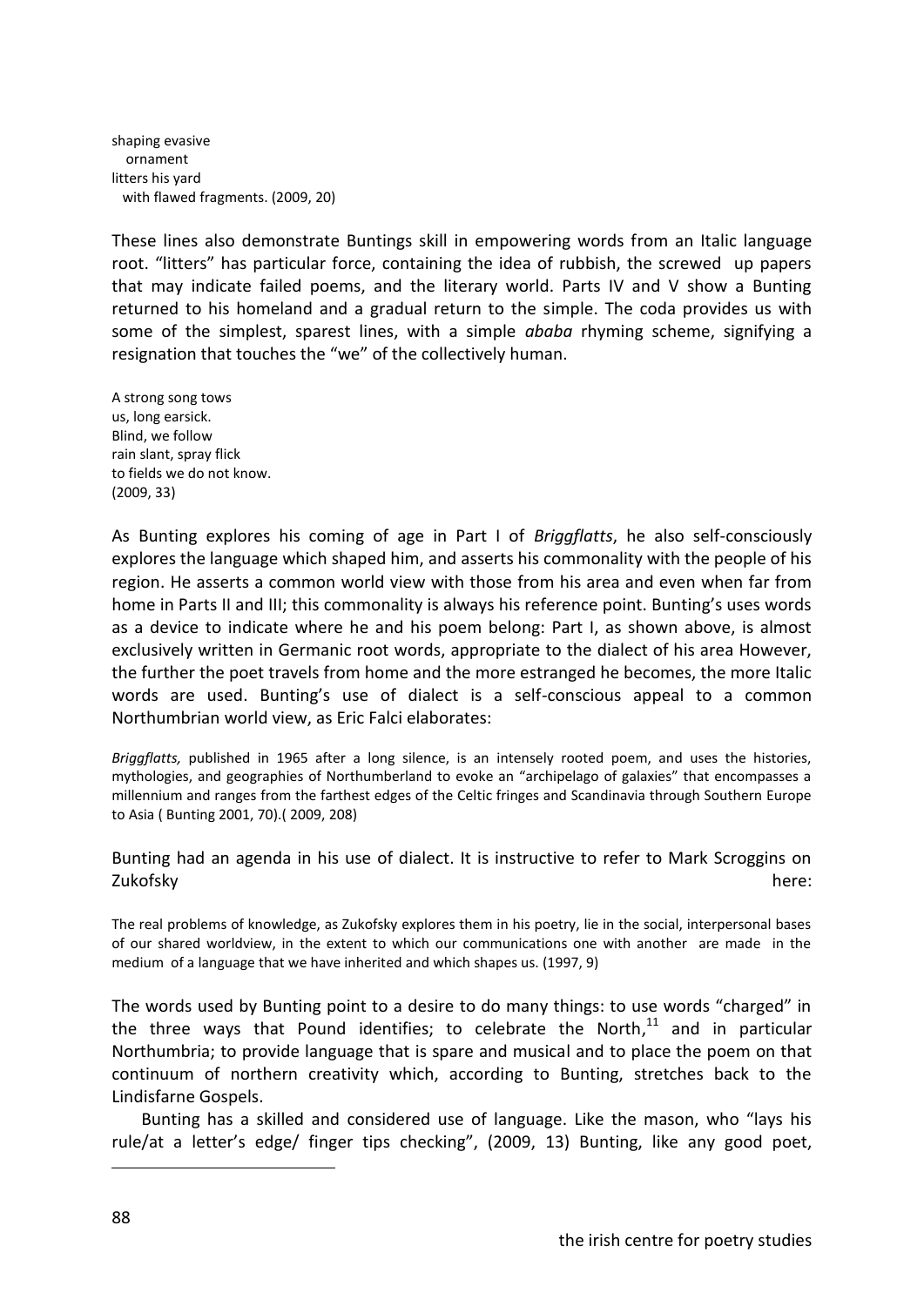shaping evasive
   ornament
litters his yard
  with flawed fragments. (2009, 20)

These lines also demonstrate Buntings skill in empowering words from an Italic language root. "litters" has particular force, containing the idea of rubbish, the screwed up papers that may indicate failed poems, and the literary world. Parts IV and V show a Bunting returned to his homeland and a gradual return to the simple. The coda provides us with some of the simplest, sparest lines, with a simple *ababa* rhyming scheme, signifying a resignation that touches the "we" of the collectively human.

A strong song tows
us, long earsick.
Blind, we follow
rain slant, spray flick
to fields we do not know.
(2009, 33)

As Bunting explores his coming of age in Part I of *Briggflatts*, he also self-consciously explores the language which shaped him, and asserts his commonality with the people of his region. He asserts a common world view with those from his area and even when far from home in Parts II and III; this commonality is always his reference point. Bunting's uses words as a device to indicate where he and his poem belong: Part I, as shown above, is almost exclusively written in Germanic root words, appropriate to the dialect of his area However, the further the poet travels from home and the more estranged he becomes, the more Italic words are used. Bunting's use of dialect is a self-conscious appeal to a common Northumbrian world view, as Eric Falci elaborates:

> *Briggflatts,* published in 1965 after a long silence, is an intensely rooted poem, and uses the histories, mythologies, and geographies of Northumberland to evoke an "archipelago of galaxies" that encompasses a millennium and ranges from the farthest edges of the Celtic fringes and Scandinavia through Southern Europe to Asia ( Bunting 2001, 70).( 2009, 208)

Bunting had an agenda in his use of dialect. It is instructive to refer to Mark Scroggins on Zukofsky here:

> The real problems of knowledge, as Zukofsky explores them in his poetry, lie in the social, interpersonal bases of our shared worldview, in the extent to which our communications one with another are made in the medium of a language that we have inherited and which shapes us. (1997, 9)

The words used by Bunting point to a desire to do many things: to use words "charged" in the three ways that Pound identifies; to celebrate the North,[11] and in particular Northumbria; to provide language that is spare and musical and to place the poem on that continuum of northern creativity which, according to Bunting, stretches back to the Lindisfarne Gospels.

Bunting has a skilled and considered use of language. Like the mason, who "lays his rule/at a letter's edge/ finger tips checking", (2009, 13) Bunting, like any good poet,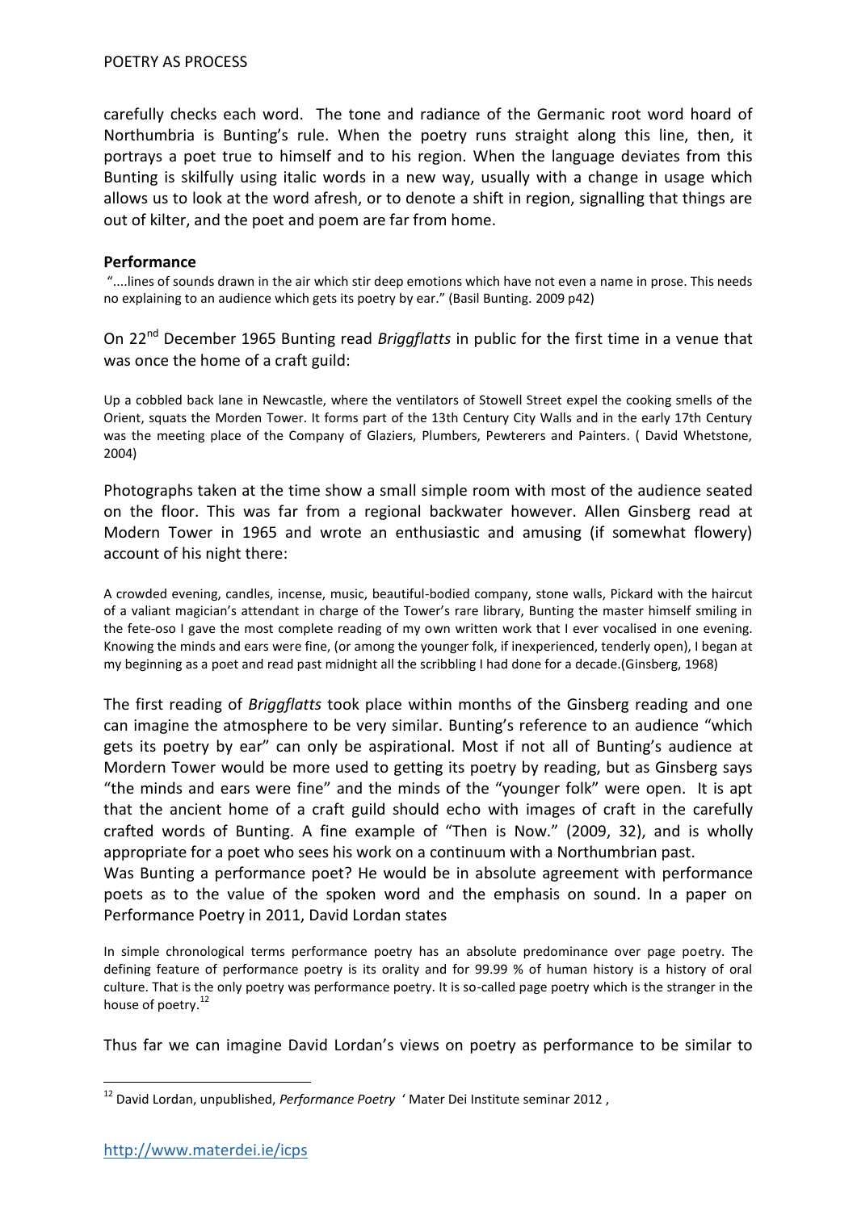carefully checks each word. The tone and radiance of the Germanic root word hoard of Northumbria is Bunting's rule. When the poetry runs straight along this line, then, it portrays a poet true to himself and to his region. When the language deviates from this Bunting is skilfully using italic words in a new way, usually with a change in usage which allows us to look at the word afresh, or to denote a shift in region, signalling that things are out of kilter, and the poet and poem are far from home.

**Performance**

"....lines of sounds drawn in the air which stir deep emotions which have not even a name in prose. This needs no explaining to an audience which gets its poetry by ear." (Basil Bunting. 2009 p42)

On 22nd December 1965 Bunting read *Briggflatts* in public for the first time in a venue that was once the home of a craft guild:

Up a cobbled back lane in Newcastle, where the ventilators of Stowell Street expel the cooking smells of the Orient, squats the Morden Tower. It forms part of the 13th Century City Walls and in the early 17th Century was the meeting place of the Company of Glaziers, Plumbers, Pewterers and Painters. ( David Whetstone, 2004)

Photographs taken at the time show a small simple room with most of the audience seated on the floor. This was far from a regional backwater however. Allen Ginsberg read at Modern Tower in 1965 and wrote an enthusiastic and amusing (if somewhat flowery) account of his night there:

A crowded evening, candles, incense, music, beautiful-bodied company, stone walls, Pickard with the haircut of a valiant magician's attendant in charge of the Tower's rare library, Bunting the master himself smiling in the fete-oso I gave the most complete reading of my own written work that I ever vocalised in one evening. Knowing the minds and ears were fine, (or among the younger folk, if inexperienced, tenderly open), I began at my beginning as a poet and read past midnight all the scribbling I had done for a decade.(Ginsberg, 1968)

The first reading of *Briggflatts* took place within months of the Ginsberg reading and one can imagine the atmosphere to be very similar. Bunting's reference to an audience "which gets its poetry by ear" can only be aspirational. Most if not all of Bunting's audience at Mordern Tower would be more used to getting its poetry by reading, but as Ginsberg says "the minds and ears were fine" and the minds of the "younger folk" were open. It is apt that the ancient home of a craft guild should echo with images of craft in the carefully crafted words of Bunting. A fine example of "Then is Now." (2009, 32), and is wholly appropriate for a poet who sees his work on a continuum with a Northumbrian past.

Was Bunting a performance poet? He would be in absolute agreement with performance poets as to the value of the spoken word and the emphasis on sound. In a paper on Performance Poetry in 2011, David Lordan states

In simple chronological terms performance poetry has an absolute predominance over page poetry. The defining feature of performance poetry is its orality and for 99.99 % of human history is a history of oral culture. That is the only poetry was performance poetry. It is so-called page poetry which is the stranger in the house of poetry.[12]

Thus far we can imagine David Lordan's views on poetry as performance to be similar to

[12] David Lordan, unpublished, *Performance Poetry* ' Mater Dei Institute seminar 2012 ,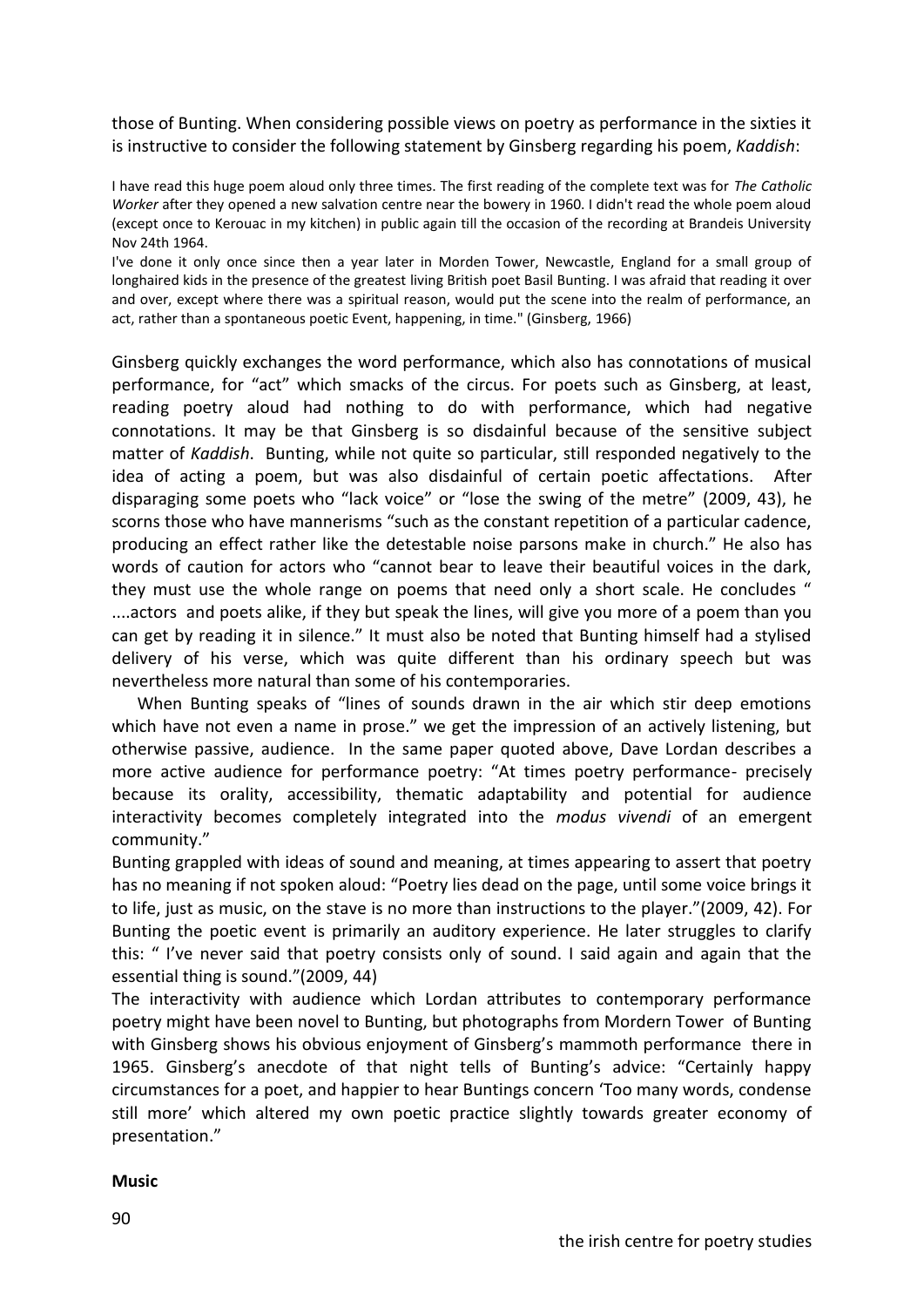those of Bunting. When considering possible views on poetry as performance in the sixties it is instructive to consider the following statement by Ginsberg regarding his poem, *Kaddish*:

> I have read this huge poem aloud only three times. The first reading of the complete text was for *The Catholic Worker* after they opened a new salvation centre near the bowery in 1960. I didn't read the whole poem aloud (except once to Kerouac in my kitchen) in public again till the occasion of the recording at Brandeis University Nov 24th 1964.
>
> I've done it only once since then a year later in Morden Tower, Newcastle, England for a small group of longhaired kids in the presence of the greatest living British poet Basil Bunting. I was afraid that reading it over and over, except where there was a spiritual reason, would put the scene into the realm of performance, an act, rather than a spontaneous poetic Event, happening, in time." (Ginsberg, 1966)

Ginsberg quickly exchanges the word performance, which also has connotations of musical performance, for "act" which smacks of the circus. For poets such as Ginsberg, at least, reading poetry aloud had nothing to do with performance, which had negative connotations. It may be that Ginsberg is so disdainful because of the sensitive subject matter of *Kaddish*. Bunting, while not quite so particular, still responded negatively to the idea of acting a poem, but was also disdainful of certain poetic affectations. After disparaging some poets who "lack voice" or "lose the swing of the metre" (2009, 43), he scorns those who have mannerisms "such as the constant repetition of a particular cadence, producing an effect rather like the detestable noise parsons make in church." He also has words of caution for actors who "cannot bear to leave their beautiful voices in the dark, they must use the whole range on poems that need only a short scale. He concludes " ....actors and poets alike, if they but speak the lines, will give you more of a poem than you can get by reading it in silence." It must also be noted that Bunting himself had a stylised delivery of his verse, which was quite different than his ordinary speech but was nevertheless more natural than some of his contemporaries.

When Bunting speaks of "lines of sounds drawn in the air which stir deep emotions which have not even a name in prose." we get the impression of an actively listening, but otherwise passive, audience. In the same paper quoted above, Dave Lordan describes a more active audience for performance poetry: "At times poetry performance- precisely because its orality, accessibility, thematic adaptability and potential for audience interactivity becomes completely integrated into the *modus vivendi* of an emergent community."

Bunting grappled with ideas of sound and meaning, at times appearing to assert that poetry has no meaning if not spoken aloud: "Poetry lies dead on the page, until some voice brings it to life, just as music, on the stave is no more than instructions to the player."(2009, 42). For Bunting the poetic event is primarily an auditory experience. He later struggles to clarify this: " I've never said that poetry consists only of sound. I said again and again that the essential thing is sound."(2009, 44)

The interactivity with audience which Lordan attributes to contemporary performance poetry might have been novel to Bunting, but photographs from Mordern Tower of Bunting with Ginsberg shows his obvious enjoyment of Ginsberg's mammoth performance there in 1965. Ginsberg's anecdote of that night tells of Bunting's advice: "Certainly happy circumstances for a poet, and happier to hear Buntings concern 'Too many words, condense still more' which altered my own poetic practice slightly towards greater economy of presentation."

**Music**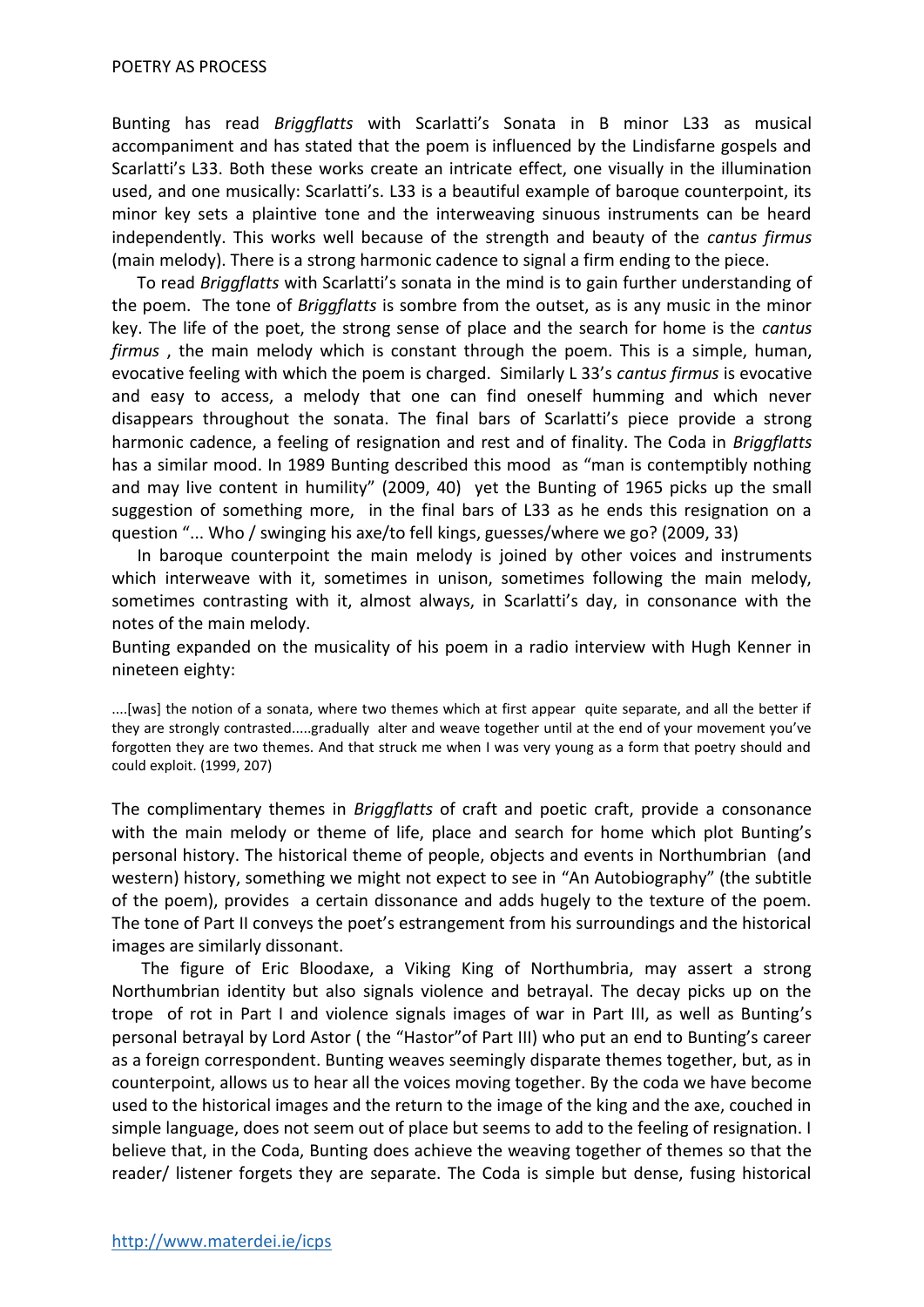Bunting has read *Briggflatts* with Scarlatti's Sonata in B minor L33 as musical accompaniment and has stated that the poem is influenced by the Lindisfarne gospels and Scarlatti's L33. Both these works create an intricate effect, one visually in the illumination used, and one musically: Scarlatti's. L33 is a beautiful example of baroque counterpoint, its minor key sets a plaintive tone and the interweaving sinuous instruments can be heard independently. This works well because of the strength and beauty of the *cantus firmus* (main melody). There is a strong harmonic cadence to signal a firm ending to the piece.

To read *Briggflatts* with Scarlatti's sonata in the mind is to gain further understanding of the poem. The tone of *Briggflatts* is sombre from the outset, as is any music in the minor key. The life of the poet, the strong sense of place and the search for home is the *cantus firmus* , the main melody which is constant through the poem. This is a simple, human, evocative feeling with which the poem is charged. Similarly L 33's *cantus firmus* is evocative and easy to access, a melody that one can find oneself humming and which never disappears throughout the sonata. The final bars of Scarlatti's piece provide a strong harmonic cadence, a feeling of resignation and rest and of finality. The Coda in *Briggflatts* has a similar mood. In 1989 Bunting described this mood as "man is contemptibly nothing and may live content in humility" (2009, 40) yet the Bunting of 1965 picks up the small suggestion of something more, in the final bars of L33 as he ends this resignation on a question "... Who / swinging his axe/to fell kings, guesses/where we go? (2009, 33)

In baroque counterpoint the main melody is joined by other voices and instruments which interweave with it, sometimes in unison, sometimes following the main melody, sometimes contrasting with it, almost always, in Scarlatti's day, in consonance with the notes of the main melody.

Bunting expanded on the musicality of his poem in a radio interview with Hugh Kenner in nineteen eighty:

> ....[was] the notion of a sonata, where two themes which at first appear quite separate, and all the better if they are strongly contrasted.....gradually alter and weave together until at the end of your movement you've forgotten they are two themes. And that struck me when I was very young as a form that poetry should and could exploit. (1999, 207)

The complimentary themes in *Briggflatts* of craft and poetic craft, provide a consonance with the main melody or theme of life, place and search for home which plot Bunting's personal history. The historical theme of people, objects and events in Northumbrian (and western) history, something we might not expect to see in "An Autobiography" (the subtitle of the poem), provides a certain dissonance and adds hugely to the texture of the poem. The tone of Part II conveys the poet's estrangement from his surroundings and the historical images are similarly dissonant.

The figure of Eric Bloodaxe, a Viking King of Northumbria, may assert a strong Northumbrian identity but also signals violence and betrayal. The decay picks up on the trope of rot in Part I and violence signals images of war in Part III, as well as Bunting's personal betrayal by Lord Astor ( the "Hastor"of Part III) who put an end to Bunting's career as a foreign correspondent. Bunting weaves seemingly disparate themes together, but, as in counterpoint, allows us to hear all the voices moving together. By the coda we have become used to the historical images and the return to the image of the king and the axe, couched in simple language, does not seem out of place but seems to add to the feeling of resignation. I believe that, in the Coda, Bunting does achieve the weaving together of themes so that the reader/ listener forgets they are separate. The Coda is simple but dense, fusing historical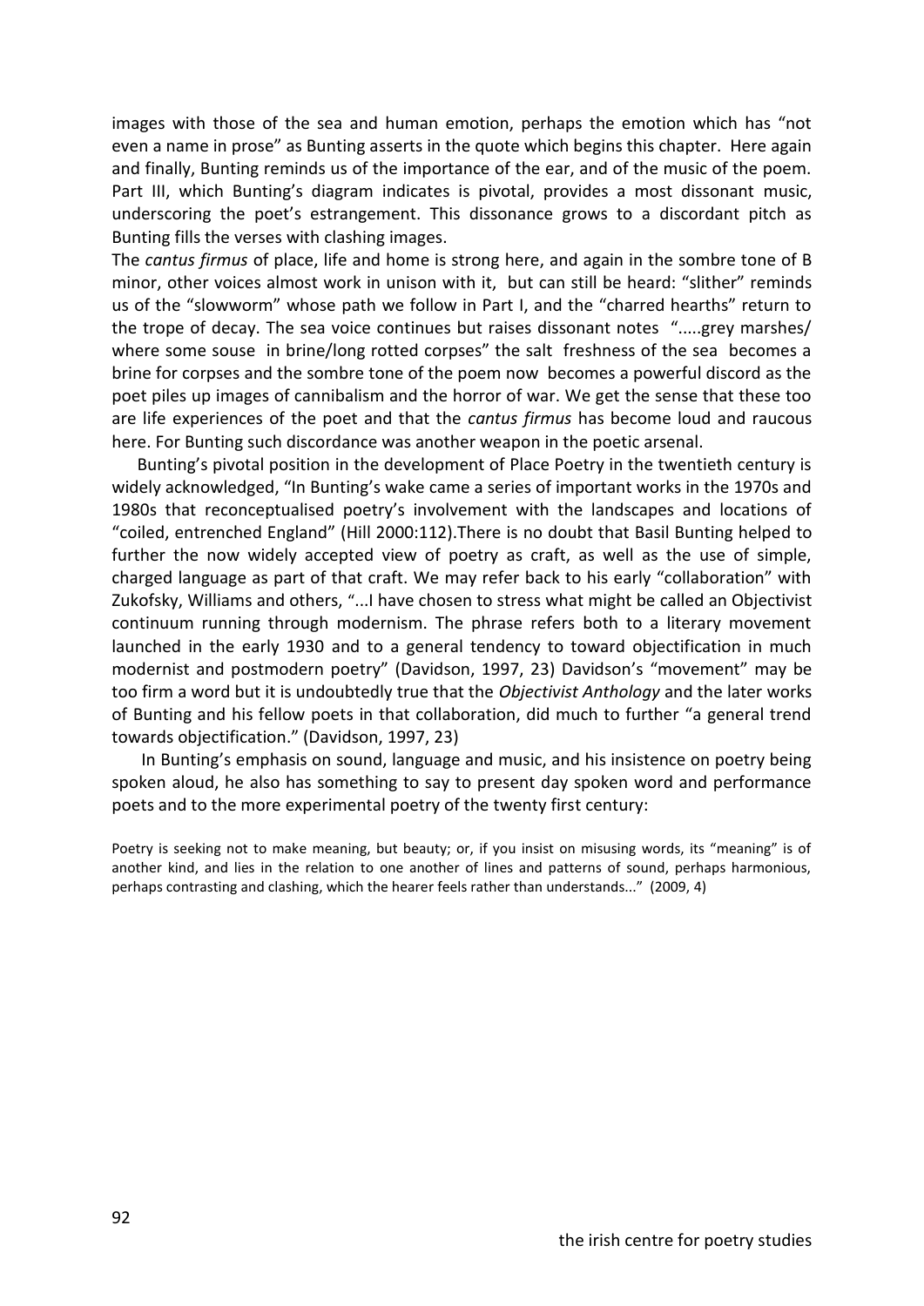images with those of the sea and human emotion, perhaps the emotion which has "not even a name in prose" as Bunting asserts in the quote which begins this chapter. Here again and finally, Bunting reminds us of the importance of the ear, and of the music of the poem. Part III, which Bunting's diagram indicates is pivotal, provides a most dissonant music, underscoring the poet's estrangement. This dissonance grows to a discordant pitch as Bunting fills the verses with clashing images.

The *cantus firmus* of place, life and home is strong here, and again in the sombre tone of B minor, other voices almost work in unison with it, but can still be heard: "slither" reminds us of the "slowworm" whose path we follow in Part I, and the "charred hearths" return to the trope of decay. The sea voice continues but raises dissonant notes ".....grey marshes/ where some souse in brine/long rotted corpses" the salt freshness of the sea becomes a brine for corpses and the sombre tone of the poem now becomes a powerful discord as the poet piles up images of cannibalism and the horror of war. We get the sense that these too are life experiences of the poet and that the *cantus firmus* has become loud and raucous here. For Bunting such discordance was another weapon in the poetic arsenal.

Bunting's pivotal position in the development of Place Poetry in the twentieth century is widely acknowledged, "In Bunting's wake came a series of important works in the 1970s and 1980s that reconceptualised poetry's involvement with the landscapes and locations of "coiled, entrenched England" (Hill 2000:112).There is no doubt that Basil Bunting helped to further the now widely accepted view of poetry as craft, as well as the use of simple, charged language as part of that craft. We may refer back to his early "collaboration" with Zukofsky, Williams and others, "...I have chosen to stress what might be called an Objectivist continuum running through modernism. The phrase refers both to a literary movement launched in the early 1930 and to a general tendency to toward objectification in much modernist and postmodern poetry" (Davidson, 1997, 23) Davidson's "movement" may be too firm a word but it is undoubtedly true that the *Objectivist Anthology* and the later works of Bunting and his fellow poets in that collaboration, did much to further "a general trend towards objectification." (Davidson, 1997, 23)

In Bunting's emphasis on sound, language and music, and his insistence on poetry being spoken aloud, he also has something to say to present day spoken word and performance poets and to the more experimental poetry of the twenty first century:

> Poetry is seeking not to make meaning, but beauty; or, if you insist on misusing words, its "meaning" is of another kind, and lies in the relation to one another of lines and patterns of sound, perhaps harmonious, perhaps contrasting and clashing, which the hearer feels rather than understands..." (2009, 4)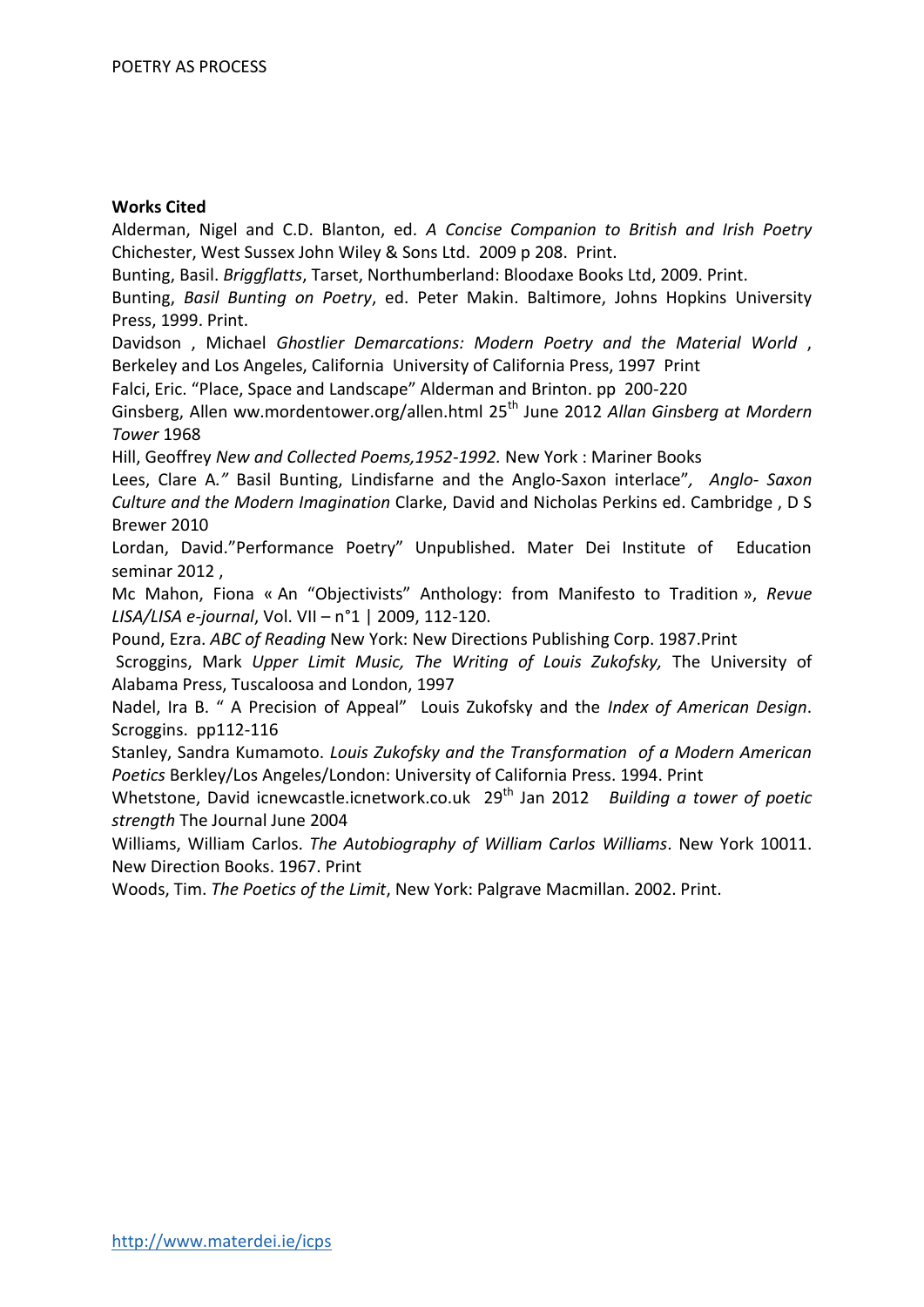**Works Cited**

Alderman, Nigel and C.D. Blanton, ed. *A Concise Companion to British and Irish Poetry* Chichester, West Sussex John Wiley & Sons Ltd. 2009 p 208. Print.

Bunting, Basil. *Briggflatts*, Tarset, Northumberland: Bloodaxe Books Ltd, 2009. Print.

Bunting, *Basil Bunting on Poetry*, ed. Peter Makin. Baltimore, Johns Hopkins University Press, 1999. Print.

Davidson , Michael *Ghostlier Demarcations: Modern Poetry and the Material World* , Berkeley and Los Angeles, California University of California Press, 1997 Print

Falci, Eric. "Place, Space and Landscape" Alderman and Brinton. pp 200-220

Ginsberg, Allen ww.mordentower.org/allen.html 25th June 2012 *Allan Ginsberg at Mordern Tower* 1968

Hill, Geoffrey *New and Collected Poems,1952-1992.* New York : Mariner Books

Lees, Clare A*."* Basil Bunting, Lindisfarne and the Anglo-Saxon interlace"*, Anglo- Saxon Culture and the Modern Imagination* Clarke, David and Nicholas Perkins ed. Cambridge , D S Brewer 2010

Lordan, David."Performance Poetry" Unpublished. Mater Dei Institute of Education seminar 2012 ,

Mc Mahon, Fiona « An "Objectivists" Anthology: from Manifesto to Tradition », *Revue LISA/LISA e-journal*, Vol. VII – n°1 | 2009, 112-120.

Pound, Ezra. *ABC of Reading* New York: New Directions Publishing Corp. 1987.Print

Scroggins, Mark *Upper Limit Music, The Writing of Louis Zukofsky,* The University of Alabama Press, Tuscaloosa and London, 1997

Nadel, Ira B. " A Precision of Appeal" Louis Zukofsky and the *Index of American Design*. Scroggins. pp112-116

Stanley, Sandra Kumamoto. *Louis Zukofsky and the Transformation of a Modern American Poetics* Berkley/Los Angeles/London: University of California Press. 1994. Print

Whetstone, David icnewcastle.icnetwork.co.uk 29th Jan 2012 *Building a tower of poetic strength* The Journal June 2004

Williams, William Carlos. *The Autobiography of William Carlos Williams*. New York 10011. New Direction Books. 1967. Print

Woods, Tim. *The Poetics of the Limit*, New York: Palgrave Macmillan. 2002. Print.